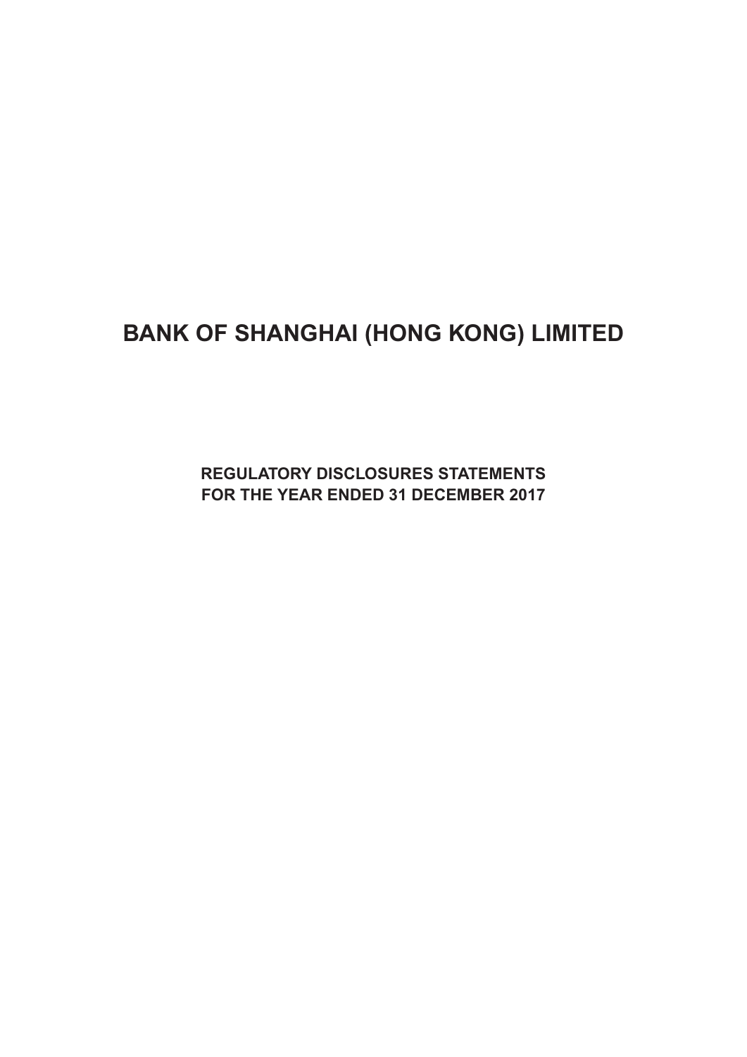# BANK OF SHANGHAI (HONG KONG) LIMITED

**REGULATORY DISCLOSURES STATEMENTS**
**FOR THE YEAR ENDED 31 DECEMBER 2017**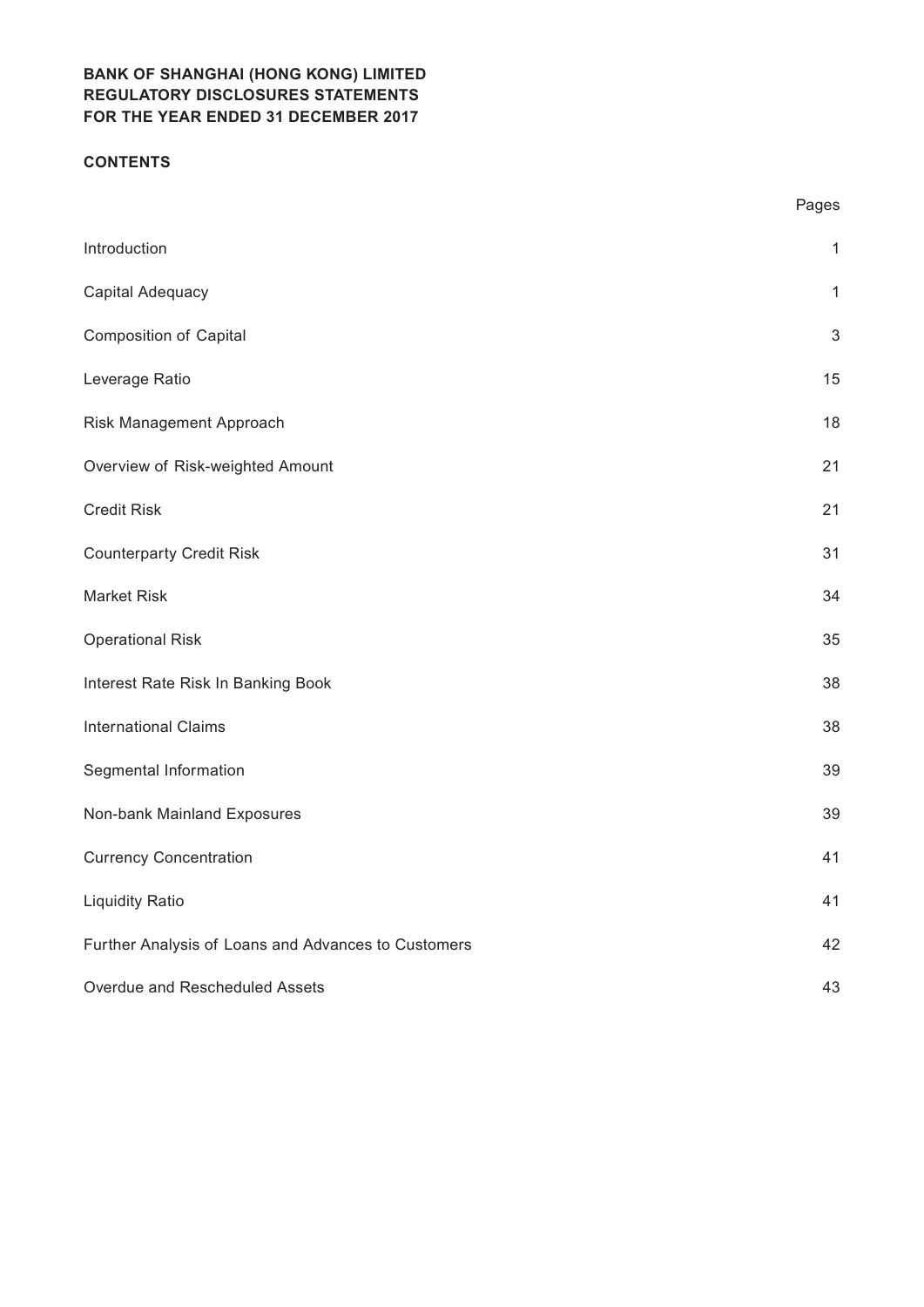**BANK OF SHANGHAI (HONG KONG) LIMITED**
**REGULATORY DISCLOSURES STATEMENTS**
**FOR THE YEAR ENDED 31 DECEMBER 2017**

**CONTENTS**

| | Pages |
|---|---|
| Introduction | 1 |
| Capital Adequacy | 1 |
| Composition of Capital | 3 |
| Leverage Ratio | 15 |
| Risk Management Approach | 18 |
| Overview of Risk-weighted Amount | 21 |
| Credit Risk | 21 |
| Counterparty Credit Risk | 31 |
| Market Risk | 34 |
| Operational Risk | 35 |
| Interest Rate Risk In Banking Book | 38 |
| International Claims | 38 |
| Segmental Information | 39 |
| Non-bank Mainland Exposures | 39 |
| Currency Concentration | 41 |
| Liquidity Ratio | 41 |
| Further Analysis of Loans and Advances to Customers | 42 |
| Overdue and Rescheduled Assets | 43 |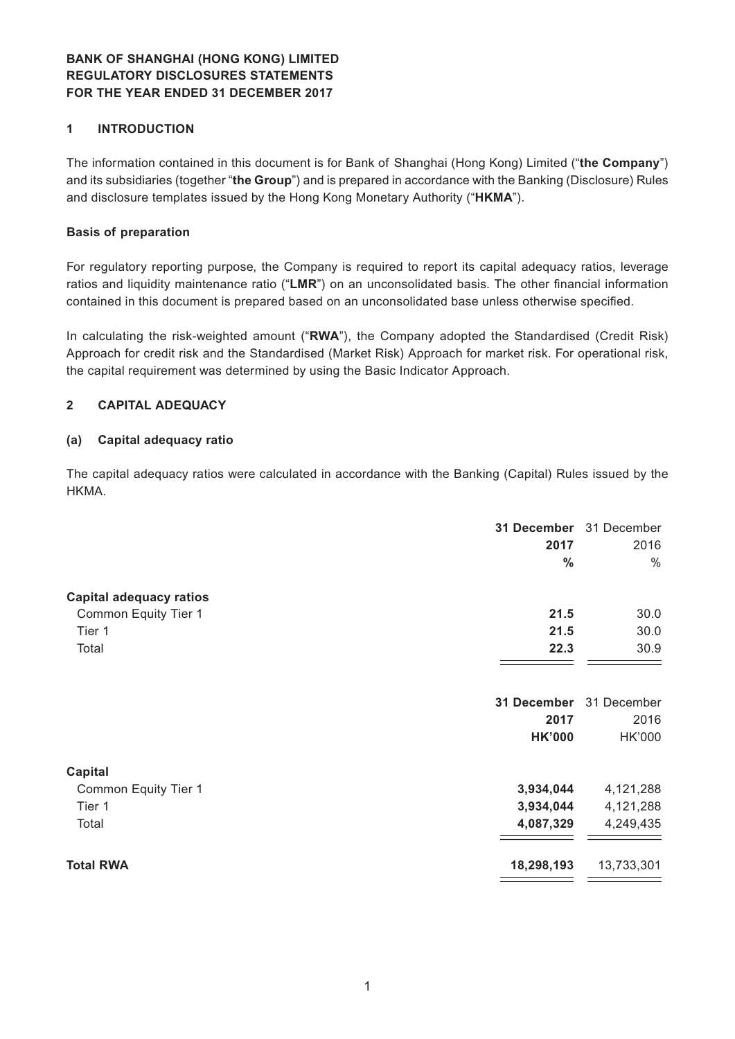**BANK OF SHANGHAI (HONG KONG) LIMITED**
**REGULATORY DISCLOSURES STATEMENTS**
**FOR THE YEAR ENDED 31 DECEMBER 2017**

## 1 INTRODUCTION

The information contained in this document is for Bank of Shanghai (Hong Kong) Limited ("**the Company**") and its subsidiaries (together "**the Group**") and is prepared in accordance with the Banking (Disclosure) Rules and disclosure templates issued by the Hong Kong Monetary Authority ("**HKMA**").

### Basis of preparation

For regulatory reporting purpose, the Company is required to report its capital adequacy ratios, leverage ratios and liquidity maintenance ratio ("**LMR**") on an unconsolidated basis. The other financial information contained in this document is prepared based on an unconsolidated base unless otherwise specified.

In calculating the risk-weighted amount ("**RWA**"), the Company adopted the Standardised (Credit Risk) Approach for credit risk and the Standardised (Market Risk) Approach for market risk. For operational risk, the capital requirement was determined by using the Basic Indicator Approach.

## 2 CAPITAL ADEQUACY

### (a) Capital adequacy ratio

The capital adequacy ratios were calculated in accordance with the Banking (Capital) Rules issued by the HKMA.

| | **31 December 2017** | 31 December 2016 |
|---|---|---|
| | **%** | % |
| **Capital adequacy ratios** | | |
| Common Equity Tier 1 | **21.5** | 30.0 |
| Tier 1 | **21.5** | 30.0 |
| Total | **22.3** | 30.9 |

| | **31 December 2017** | 31 December 2016 |
|---|---|---|
| | **HK'000** | HK'000 |
| **Capital** | | |
| Common Equity Tier 1 | **3,934,044** | 4,121,288 |
| Tier 1 | **3,934,044** | 4,121,288 |
| Total | **4,087,329** | 4,249,435 |
| **Total RWA** | **18,298,193** | 13,733,301 |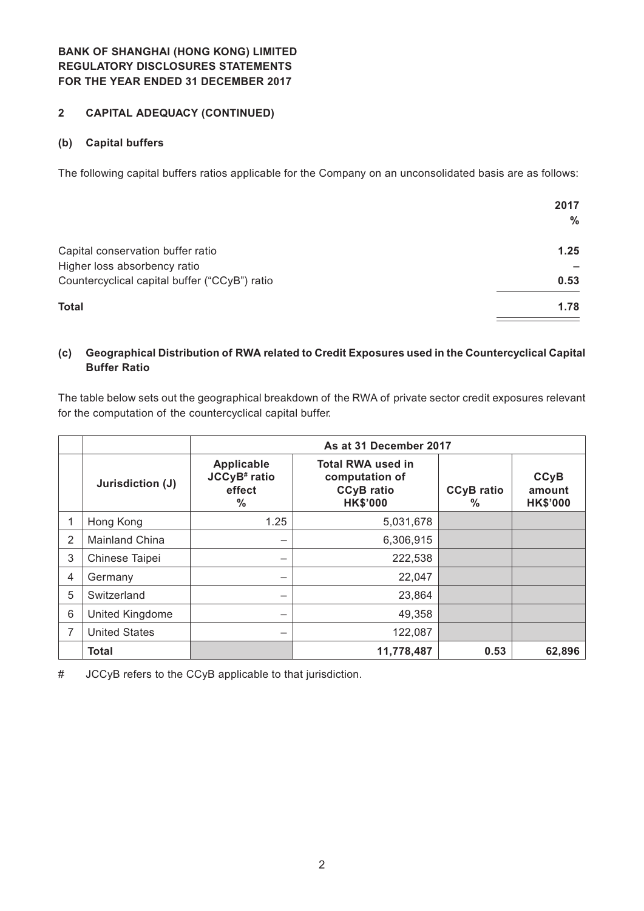**BANK OF SHANGHAI (HONG KONG) LIMITED**
**REGULATORY DISCLOSURES STATEMENTS**
**FOR THE YEAR ENDED 31 DECEMBER 2017**

## 2 CAPITAL ADEQUACY (CONTINUED)

### (b) Capital buffers

The following capital buffers ratios applicable for the Company on an unconsolidated basis are as follows:

| | 2017 % |
|---|---|
| Capital conservation buffer ratio | 1.25 |
| Higher loss absorbency ratio | – |
| Countercyclical capital buffer ("CCyB") ratio | 0.53 |
| **Total** | **1.78** |

### (c) Geographical Distribution of RWA related to Credit Exposures used in the Countercyclical Capital Buffer Ratio

The table below sets out the geographical breakdown of the RWA of private sector credit exposures relevant for the computation of the countercyclical capital buffer.

| | | As at 31 December 2017 | | | |
|---|---|---|---|---|---|
| | **Jurisdiction (J)** | **Applicable JCCyB# ratio effect %** | **Total RWA used in computation of CCyB ratio HK$'000** | **CCyB ratio %** | **CCyB amount HK$'000** |
| 1 | Hong Kong | 1.25 | 5,031,678 | | |
| 2 | Mainland China | – | 6,306,915 | | |
| 3 | Chinese Taipei | – | 222,538 | | |
| 4 | Germany | – | 22,047 | | |
| 5 | Switzerland | – | 23,864 | | |
| 6 | United Kingdome | – | 49,358 | | |
| 7 | United States | – | 122,087 | | |
| | **Total** | | **11,778,487** | **0.53** | **62,896** |

# JCCyB refers to the CCyB applicable to that jurisdiction.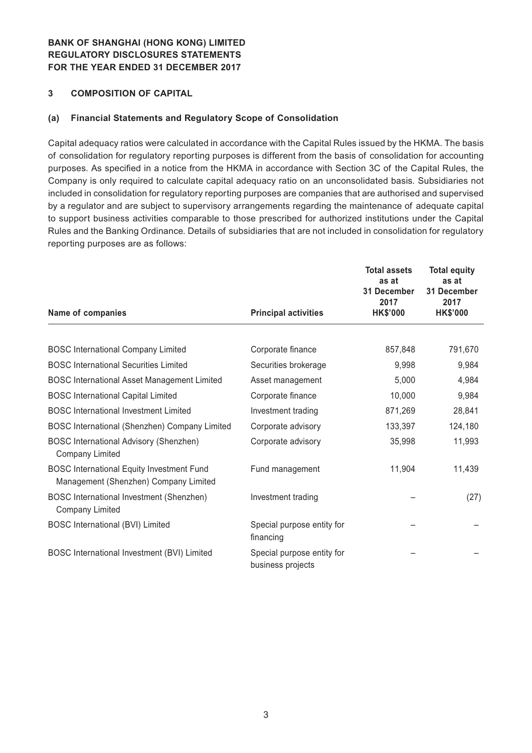**BANK OF SHANGHAI (HONG KONG) LIMITED**
**REGULATORY DISCLOSURES STATEMENTS**
**FOR THE YEAR ENDED 31 DECEMBER 2017**

## 3 COMPOSITION OF CAPITAL

### (a) Financial Statements and Regulatory Scope of Consolidation

Capital adequacy ratios were calculated in accordance with the Capital Rules issued by the HKMA. The basis of consolidation for regulatory reporting purposes is different from the basis of consolidation for accounting purposes. As specified in a notice from the HKMA in accordance with Section 3C of the Capital Rules, the Company is only required to calculate capital adequacy ratio on an unconsolidated basis. Subsidiaries not included in consolidation for regulatory reporting purposes are companies that are authorised and supervised by a regulator and are subject to supervisory arrangements regarding the maintenance of adequate capital to support business activities comparable to those prescribed for authorized institutions under the Capital Rules and the Banking Ordinance. Details of subsidiaries that are not included in consolidation for regulatory reporting purposes are as follows:

| Name of companies | Principal activities | Total assets as at 31 December 2017 HK$'000 | Total equity as at 31 December 2017 HK$'000 |
|---|---|---|---|
| BOSC International Company Limited | Corporate finance | 857,848 | 791,670 |
| BOSC International Securities Limited | Securities brokerage | 9,998 | 9,984 |
| BOSC International Asset Management Limited | Asset management | 5,000 | 4,984 |
| BOSC International Capital Limited | Corporate finance | 10,000 | 9,984 |
| BOSC International Investment Limited | Investment trading | 871,269 | 28,841 |
| BOSC International (Shenzhen) Company Limited | Corporate advisory | 133,397 | 124,180 |
| BOSC International Advisory (Shenzhen) Company Limited | Corporate advisory | 35,998 | 11,993 |
| BOSC International Equity Investment Fund Management (Shenzhen) Company Limited | Fund management | 11,904 | 11,439 |
| BOSC International Investment (Shenzhen) Company Limited | Investment trading | – | (27) |
| BOSC International (BVI) Limited | Special purpose entity for financing | – | – |
| BOSC International Investment (BVI) Limited | Special purpose entity for business projects | – | – |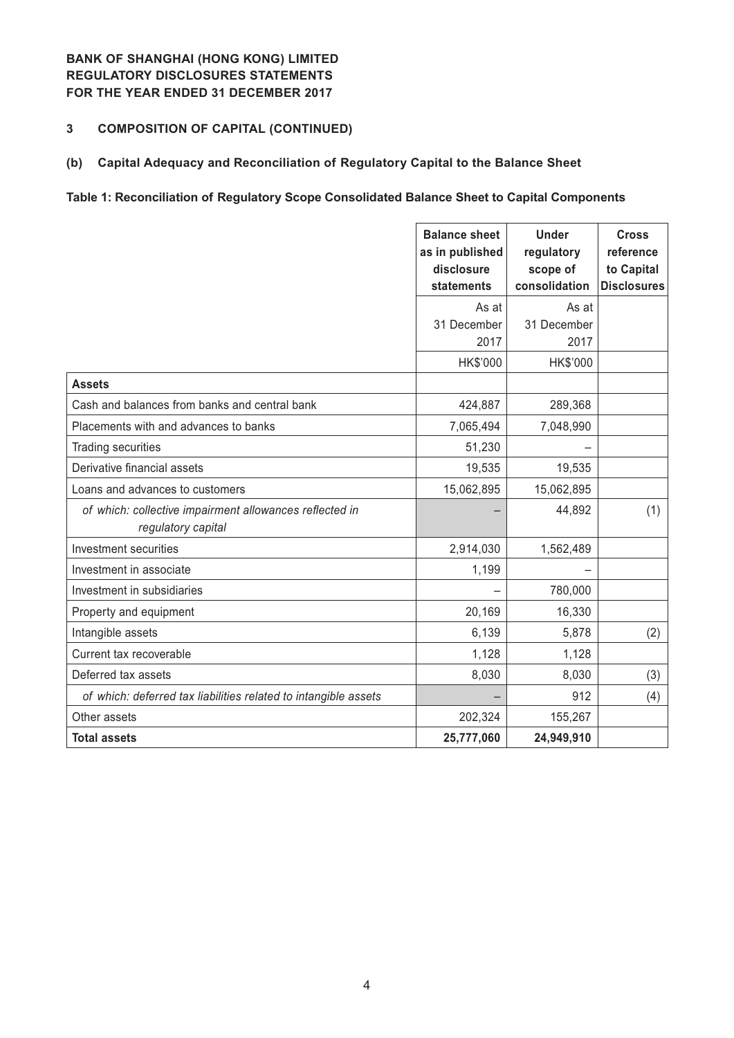**BANK OF SHANGHAI (HONG KONG) LIMITED**
**REGULATORY DISCLOSURES STATEMENTS**
**FOR THE YEAR ENDED 31 DECEMBER 2017**

## 3 COMPOSITION OF CAPITAL (CONTINUED)

### (b) Capital Adequacy and Reconciliation of Regulatory Capital to the Balance Sheet

**Table 1: Reconciliation of Regulatory Scope Consolidated Balance Sheet to Capital Components**

| | Balance sheet as in published disclosure statements | Under regulatory scope of consolidation | Cross reference to Capital Disclosures |
|---|---|---|---|
| | As at 31 December 2017 | As at 31 December 2017 | |
| | HK$'000 | HK$'000 | |
| **Assets** | | | |
| Cash and balances from banks and central bank | 424,887 | 289,368 | |
| Placements with and advances to banks | 7,065,494 | 7,048,990 | |
| Trading securities | 51,230 | – | |
| Derivative financial assets | 19,535 | 19,535 | |
| Loans and advances to customers | 15,062,895 | 15,062,895 | |
| *of which: collective impairment allowances reflected in regulatory capital* | – | 44,892 | (1) |
| Investment securities | 2,914,030 | 1,562,489 | |
| Investment in associate | 1,199 | – | |
| Investment in subsidiaries | – | 780,000 | |
| Property and equipment | 20,169 | 16,330 | |
| Intangible assets | 6,139 | 5,878 | (2) |
| Current tax recoverable | 1,128 | 1,128 | |
| Deferred tax assets | 8,030 | 8,030 | (3) |
| *of which: deferred tax liabilities related to intangible assets* | – | 912 | (4) |
| Other assets | 202,324 | 155,267 | |
| **Total assets** | **25,777,060** | **24,949,910** | |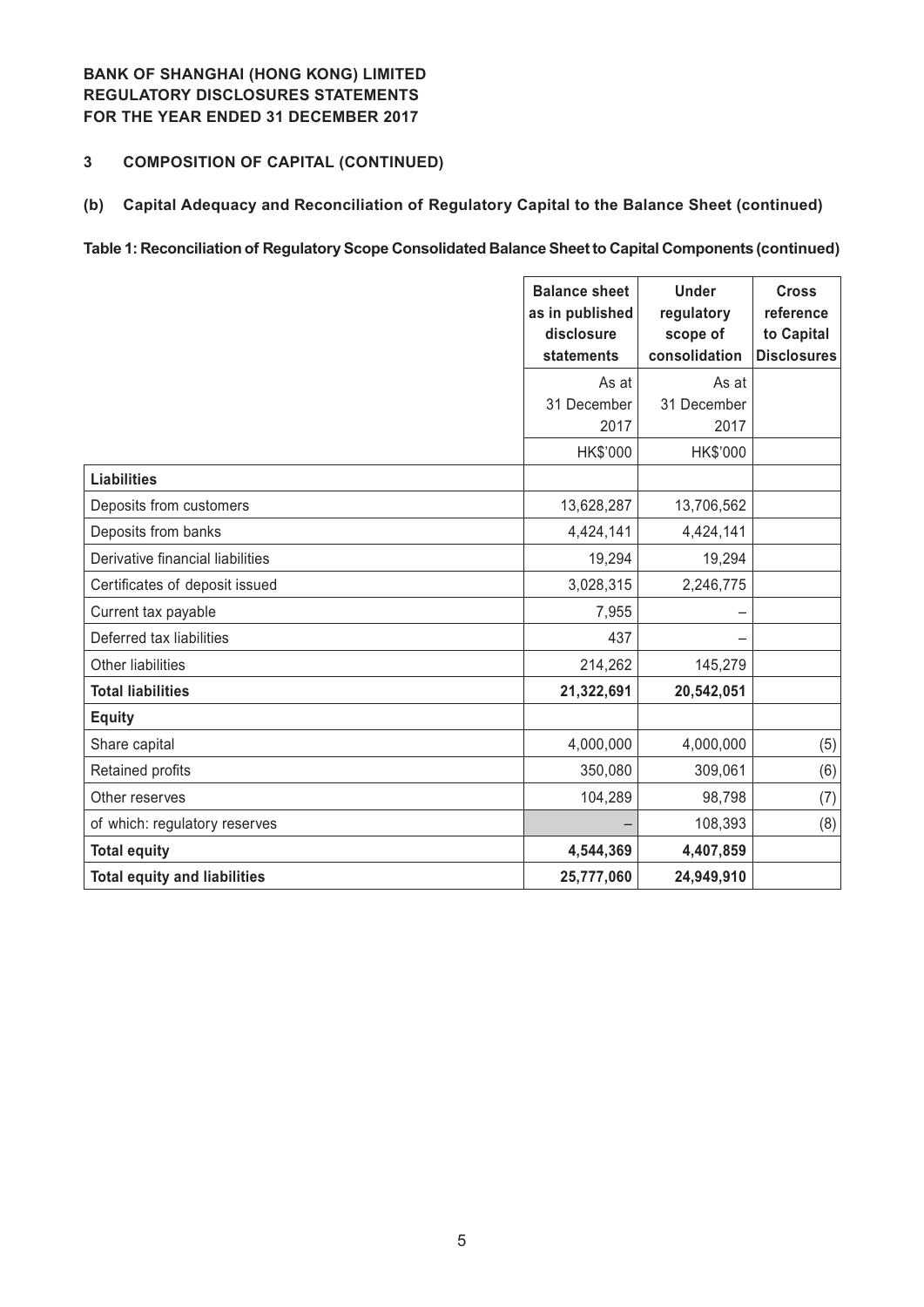**BANK OF SHANGHAI (HONG KONG) LIMITED**
**REGULATORY DISCLOSURES STATEMENTS**
**FOR THE YEAR ENDED 31 DECEMBER 2017**

## 3 COMPOSITION OF CAPITAL (CONTINUED)

### (b) Capital Adequacy and Reconciliation of Regulatory Capital to the Balance Sheet (continued)

**Table 1: Reconciliation of Regulatory Scope Consolidated Balance Sheet to Capital Components (continued)**

| | Balance sheet as in published disclosure statements | Under regulatory scope of consolidation | Cross reference to Capital Disclosures |
|---|---|---|---|
| | As at 31 December 2017 | As at 31 December 2017 | |
| | HK$'000 | HK$'000 | |
| **Liabilities** | | | |
| Deposits from customers | 13,628,287 | 13,706,562 | |
| Deposits from banks | 4,424,141 | 4,424,141 | |
| Derivative financial liabilities | 19,294 | 19,294 | |
| Certificates of deposit issued | 3,028,315 | 2,246,775 | |
| Current tax payable | 7,955 | – | |
| Deferred tax liabilities | 437 | – | |
| Other liabilities | 214,262 | 145,279 | |
| **Total liabilities** | **21,322,691** | **20,542,051** | |
| **Equity** | | | |
| Share capital | 4,000,000 | 4,000,000 | (5) |
| Retained profits | 350,080 | 309,061 | (6) |
| Other reserves | 104,289 | 98,798 | (7) |
| of which: regulatory reserves | – | 108,393 | (8) |
| **Total equity** | **4,544,369** | **4,407,859** | |
| **Total equity and liabilities** | **25,777,060** | **24,949,910** | |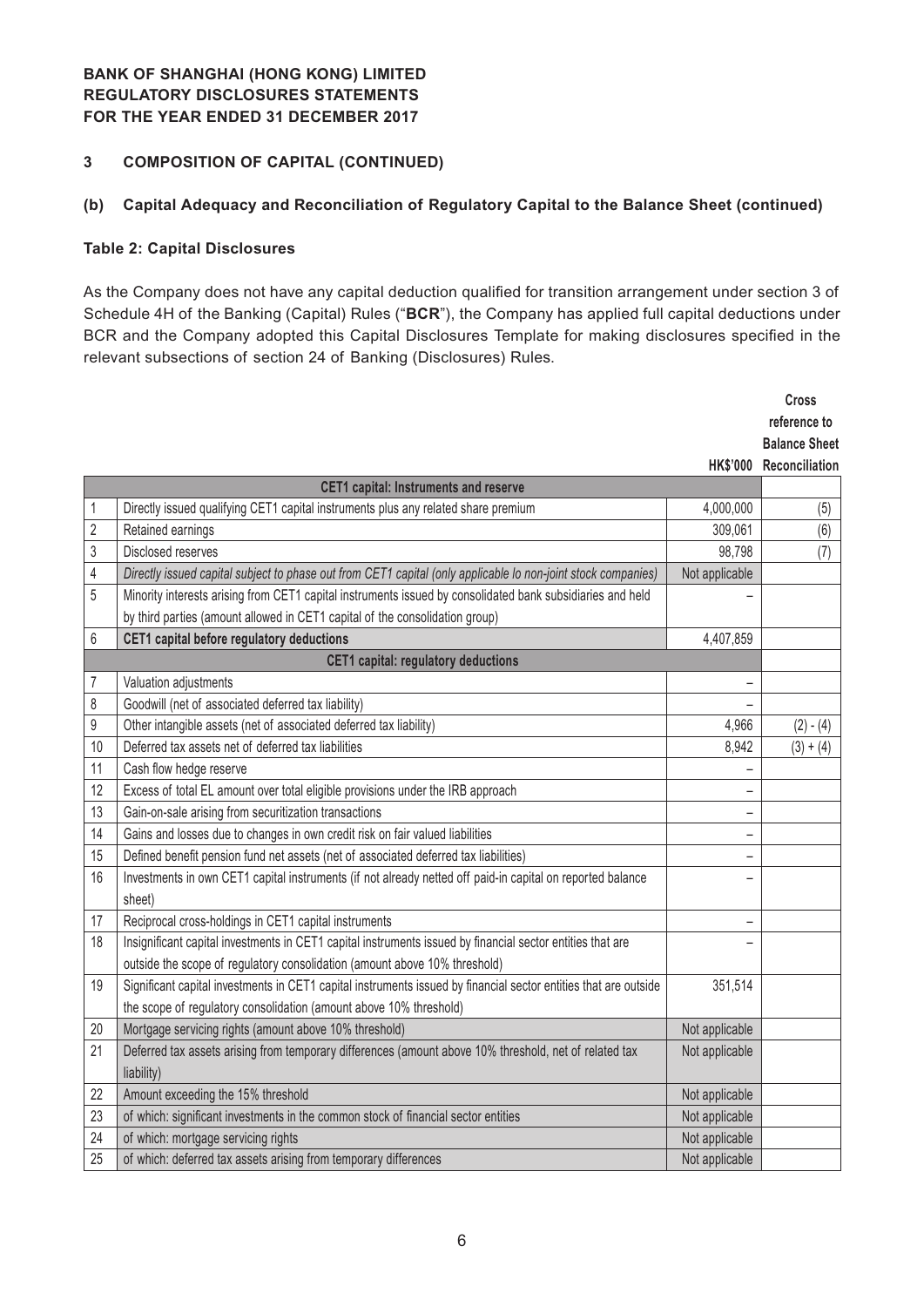**BANK OF SHANGHAI (HONG KONG) LIMITED**
**REGULATORY DISCLOSURES STATEMENTS**
**FOR THE YEAR ENDED 31 DECEMBER 2017**

## 3 COMPOSITION OF CAPITAL (CONTINUED)

### (b) Capital Adequacy and Reconciliation of Regulatory Capital to the Balance Sheet (continued)

#### Table 2: Capital Disclosures

As the Company does not have any capital deduction qualified for transition arrangement under section 3 of Schedule 4H of the Banking (Capital) Rules ("**BCR**"), the Company has applied full capital deductions under BCR and the Company adopted this Capital Disclosures Template for making disclosures specified in the relevant subsections of section 24 of Banking (Disclosures) Rules.

| | | HK$'000 | Cross reference to Balance Sheet Reconciliation |
|---|---|---|---|
| | **CET1 capital: Instruments and reserve** | | |
| 1 | Directly issued qualifying CET1 capital instruments plus any related share premium | 4,000,000 | (5) |
| 2 | Retained earnings | 309,061 | (6) |
| 3 | Disclosed reserves | 98,798 | (7) |
| 4 | *Directly issued capital subject to phase out from CET1 capital (only applicable lo non-joint stock companies)* | Not applicable | |
| 5 | Minority interests arising from CET1 capital instruments issued by consolidated bank subsidiaries and held by third parties (amount allowed in CET1 capital of the consolidation group) | – | |
| 6 | **CET1 capital before regulatory deductions** | 4,407,859 | |
| | **CET1 capital: regulatory deductions** | | |
| 7 | Valuation adjustments | – | |
| 8 | Goodwill (net of associated deferred tax liability) | – | |
| 9 | Other intangible assets (net of associated deferred tax liability) | 4,966 | (2) - (4) |
| 10 | Deferred tax assets net of deferred tax liabilities | 8,942 | (3) + (4) |
| 11 | Cash flow hedge reserve | – | |
| 12 | Excess of total EL amount over total eligible provisions under the IRB approach | – | |
| 13 | Gain-on-sale arising from securitization transactions | – | |
| 14 | Gains and losses due to changes in own credit risk on fair valued liabilities | – | |
| 15 | Defined benefit pension fund net assets (net of associated deferred tax liabilities) | – | |
| 16 | Investments in own CET1 capital instruments (if not already netted off paid-in capital on reported balance sheet) | – | |
| 17 | Reciprocal cross-holdings in CET1 capital instruments | – | |
| 18 | Insignificant capital investments in CET1 capital instruments issued by financial sector entities that are outside the scope of regulatory consolidation (amount above 10% threshold) | – | |
| 19 | Significant capital investments in CET1 capital instruments issued by financial sector entities that are outside the scope of regulatory consolidation (amount above 10% threshold) | 351,514 | |
| 20 | Mortgage servicing rights (amount above 10% threshold) | Not applicable | |
| 21 | Deferred tax assets arising from temporary differences (amount above 10% threshold, net of related tax liability) | Not applicable | |
| 22 | Amount exceeding the 15% threshold | Not applicable | |
| 23 | of which: significant investments in the common stock of financial sector entities | Not applicable | |
| 24 | of which: mortgage servicing rights | Not applicable | |
| 25 | of which: deferred tax assets arising from temporary differences | Not applicable | |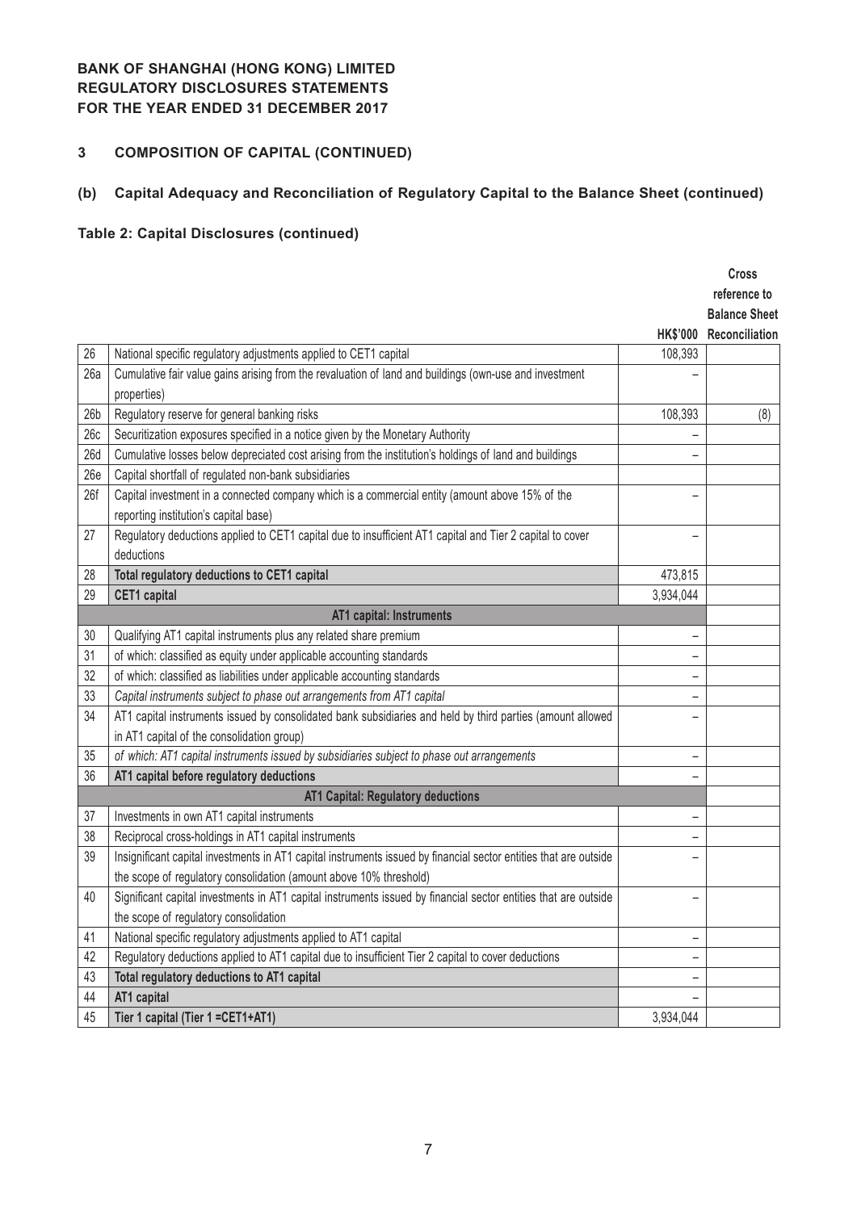**BANK OF SHANGHAI (HONG KONG) LIMITED**
**REGULATORY DISCLOSURES STATEMENTS**
**FOR THE YEAR ENDED 31 DECEMBER 2017**

## 3 COMPOSITION OF CAPITAL (CONTINUED)

### (b) Capital Adequacy and Reconciliation of Regulatory Capital to the Balance Sheet (continued)

#### Table 2: Capital Disclosures (continued)

| | | HK$'000 | Cross reference to Balance Sheet Reconciliation |
|---|---|---|---|
| 26 | National specific regulatory adjustments applied to CET1 capital | 108,393 | |
| 26a | Cumulative fair value gains arising from the revaluation of land and buildings (own-use and investment properties) | – | |
| 26b | Regulatory reserve for general banking risks | 108,393 | (8) |
| 26c | Securitization exposures specified in a notice given by the Monetary Authority | – | |
| 26d | Cumulative losses below depreciated cost arising from the institution's holdings of land and buildings | – | |
| 26e | Capital shortfall of regulated non-bank subsidiaries | | |
| 26f | Capital investment in a connected company which is a commercial entity (amount above 15% of the reporting institution's capital base) | – | |
| 27 | Regulatory deductions applied to CET1 capital due to insufficient AT1 capital and Tier 2 capital to cover deductions | – | |
| 28 | **Total regulatory deductions to CET1 capital** | 473,815 | |
| 29 | **CET1 capital** | 3,934,044 | |
| | **AT1 capital: Instruments** | | |
| 30 | Qualifying AT1 capital instruments plus any related share premium | – | |
| 31 | of which: classified as equity under applicable accounting standards | – | |
| 32 | of which: classified as liabilities under applicable accounting standards | – | |
| 33 | *Capital instruments subject to phase out arrangements from AT1 capital* | – | |
| 34 | AT1 capital instruments issued by consolidated bank subsidiaries and held by third parties (amount allowed in AT1 capital of the consolidation group) | – | |
| 35 | *of which: AT1 capital instruments issued by subsidiaries subject to phase out arrangements* | – | |
| 36 | **AT1 capital before regulatory deductions** | – | |
| | **AT1 Capital: Regulatory deductions** | | |
| 37 | Investments in own AT1 capital instruments | – | |
| 38 | Reciprocal cross-holdings in AT1 capital instruments | – | |
| 39 | Insignificant capital investments in AT1 capital instruments issued by financial sector entities that are outside the scope of regulatory consolidation (amount above 10% threshold) | – | |
| 40 | Significant capital investments in AT1 capital instruments issued by financial sector entities that are outside the scope of regulatory consolidation | – | |
| 41 | National specific regulatory adjustments applied to AT1 capital | – | |
| 42 | Regulatory deductions applied to AT1 capital due to insufficient Tier 2 capital to cover deductions | – | |
| 43 | **Total regulatory deductions to AT1 capital** | – | |
| 44 | **AT1 capital** | – | |
| 45 | **Tier 1 capital (Tier 1 =CET1+AT1)** | 3,934,044 | |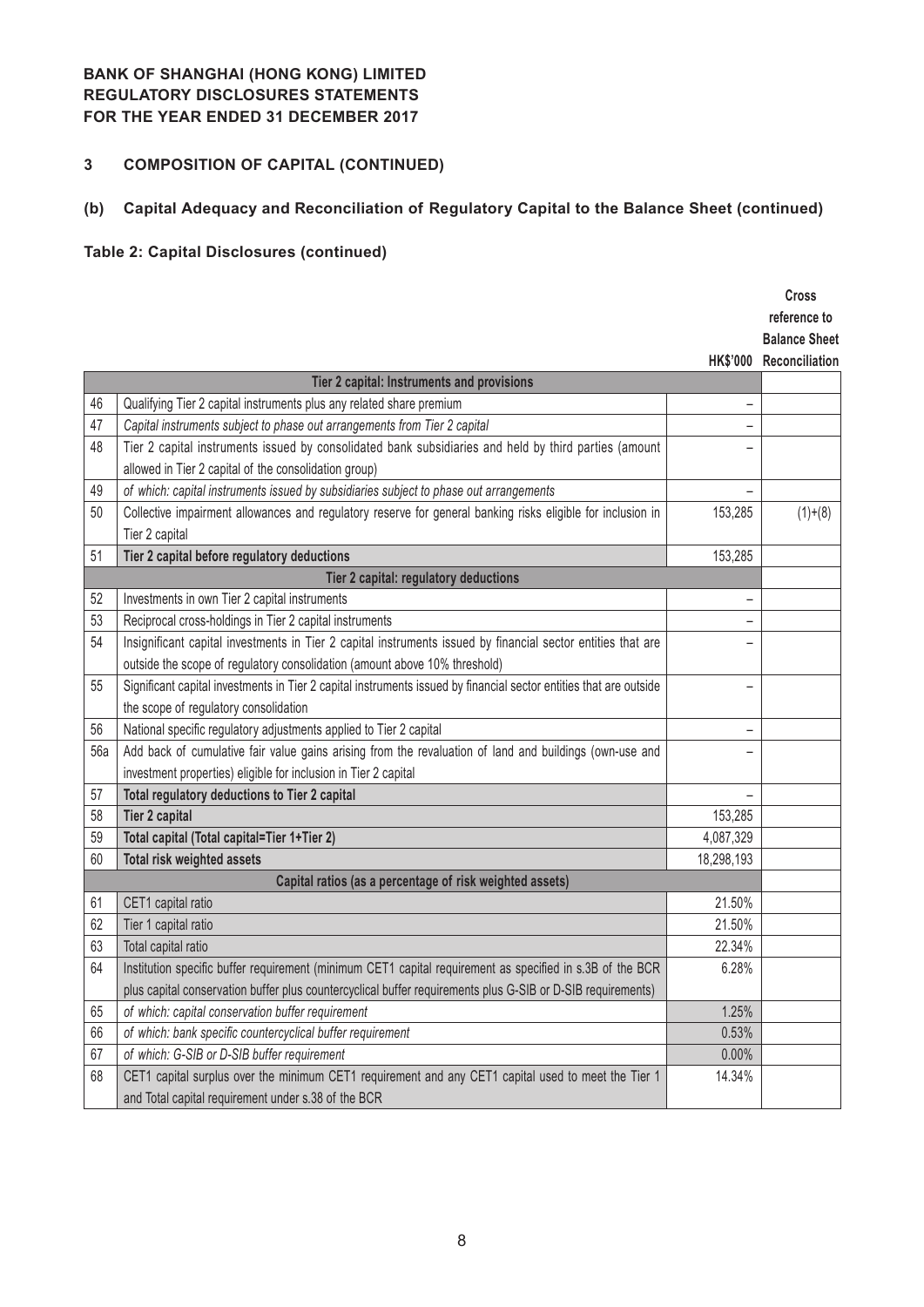**BANK OF SHANGHAI (HONG KONG) LIMITED**
**REGULATORY DISCLOSURES STATEMENTS**
**FOR THE YEAR ENDED 31 DECEMBER 2017**

## 3 COMPOSITION OF CAPITAL (CONTINUED)

### (b) Capital Adequacy and Reconciliation of Regulatory Capital to the Balance Sheet (continued)

**Table 2: Capital Disclosures (continued)**

| | | HK$'000 | Cross reference to Balance Sheet Reconciliation |
|---|---|---|---|
| | **Tier 2 capital: Instruments and provisions** | | |
| 46 | Qualifying Tier 2 capital instruments plus any related share premium | – | |
| 47 | *Capital instruments subject to phase out arrangements from Tier 2 capital* | – | |
| 48 | Tier 2 capital instruments issued by consolidated bank subsidiaries and held by third parties (amount allowed in Tier 2 capital of the consolidation group) | – | |
| 49 | *of which: capital instruments issued by subsidiaries subject to phase out arrangements* | – | |
| 50 | Collective impairment allowances and regulatory reserve for general banking risks eligible for inclusion in Tier 2 capital | 153,285 | (1)+(8) |
| 51 | **Tier 2 capital before regulatory deductions** | 153,285 | |
| | **Tier 2 capital: regulatory deductions** | | |
| 52 | Investments in own Tier 2 capital instruments | – | |
| 53 | Reciprocal cross-holdings in Tier 2 capital instruments | – | |
| 54 | Insignificant capital investments in Tier 2 capital instruments issued by financial sector entities that are outside the scope of regulatory consolidation (amount above 10% threshold) | – | |
| 55 | Significant capital investments in Tier 2 capital instruments issued by financial sector entities that are outside the scope of regulatory consolidation | – | |
| 56 | National specific regulatory adjustments applied to Tier 2 capital | – | |
| 56a | Add back of cumulative fair value gains arising from the revaluation of land and buildings (own-use and investment properties) eligible for inclusion in Tier 2 capital | – | |
| 57 | **Total regulatory deductions to Tier 2 capital** | – | |
| 58 | **Tier 2 capital** | 153,285 | |
| 59 | **Total capital (Total capital=Tier 1+Tier 2)** | 4,087,329 | |
| 60 | **Total risk weighted assets** | 18,298,193 | |
| | **Capital ratios (as a percentage of risk weighted assets)** | | |
| 61 | CET1 capital ratio | 21.50% | |
| 62 | Tier 1 capital ratio | 21.50% | |
| 63 | Total capital ratio | 22.34% | |
| 64 | Institution specific buffer requirement (minimum CET1 capital requirement as specified in s.3B of the BCR plus capital conservation buffer plus countercyclical buffer requirements plus G-SIB or D-SIB requirements) | 6.28% | |
| 65 | *of which: capital conservation buffer requirement* | 1.25% | |
| 66 | *of which: bank specific countercyclical buffer requirement* | 0.53% | |
| 67 | *of which: G-SIB or D-SIB buffer requirement* | 0.00% | |
| 68 | CET1 capital surplus over the minimum CET1 requirement and any CET1 capital used to meet the Tier 1 and Total capital requirement under s.38 of the BCR | 14.34% | |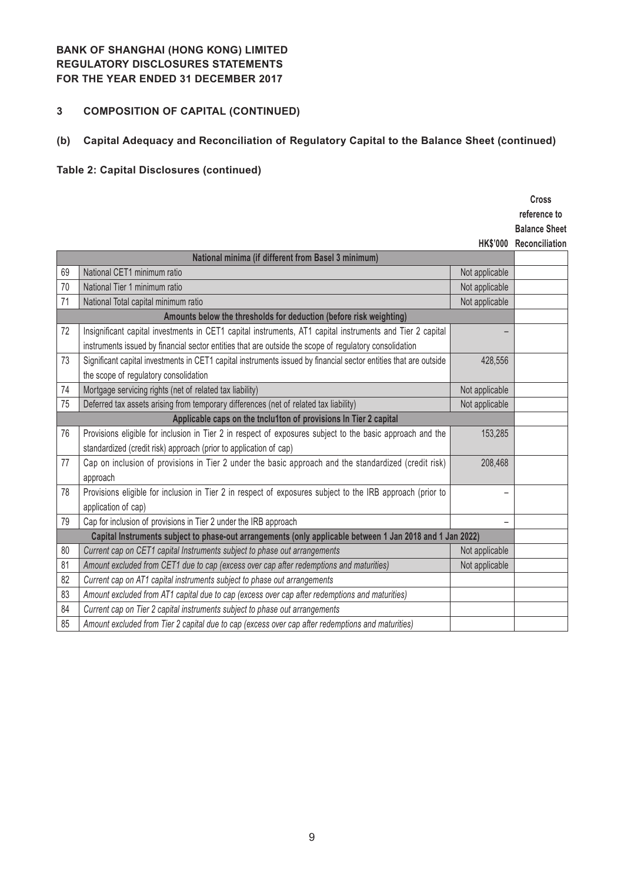**BANK OF SHANGHAI (HONG KONG) LIMITED**
**REGULATORY DISCLOSURES STATEMENTS**
**FOR THE YEAR ENDED 31 DECEMBER 2017**

## 3 COMPOSITION OF CAPITAL (CONTINUED)

### (b) Capital Adequacy and Reconciliation of Regulatory Capital to the Balance Sheet (continued)

**Table 2: Capital Disclosures (continued)**

| | | HK$'000 | Cross reference to Balance Sheet Reconciliation |
|---|---|---|---|
| | **National minima (if different from Basel 3 minimum)** | | |
| 69 | National CET1 minimum ratio | Not applicable | |
| 70 | National Tier 1 minimum ratio | Not applicable | |
| 71 | National Total capital minimum ratio | Not applicable | |
| | **Amounts below the thresholds for deduction (before risk weighting)** | | |
| 72 | Insignificant capital investments in CET1 capital instruments, AT1 capital instruments and Tier 2 capital instruments issued by financial sector entities that are outside the scope of regulatory consolidation | – | |
| 73 | Significant capital investments in CET1 capital instruments issued by financial sector entities that are outside the scope of regulatory consolidation | 428,556 | |
| 74 | Mortgage servicing rights (net of related tax liability) | Not applicable | |
| 75 | Deferred tax assets arising from temporary differences (net of related tax liability) | Not applicable | |
| | **Applicable caps on the tnclu1ton of provisions In Tier 2 capital** | | |
| 76 | Provisions eligible for inclusion in Tier 2 in respect of exposures subject to the basic approach and the standardized (credit risk) approach (prior to application of cap) | 153,285 | |
| 77 | Cap on inclusion of provisions in Tier 2 under the basic approach and the standardized (credit risk) approach | 208,468 | |
| 78 | Provisions eligible for inclusion in Tier 2 in respect of exposures subject to the IRB approach (prior to application of cap) | – | |
| 79 | Cap for inclusion of provisions in Tier 2 under the IRB approach | – | |
| | **Capital Instruments subject to phase-out arrangements (only applicable between 1 Jan 2018 and 1 Jan 2022)** | | |
| 80 | *Current cap on CET1 capital Instruments subject to phase out arrangements* | Not applicable | |
| 81 | *Amount excluded from CET1 due to cap (excess over cap after redemptions and maturities)* | Not applicable | |
| 82 | *Current cap on AT1 capital instruments subject to phase out arrangements* | | |
| 83 | *Amount excluded from AT1 capital due to cap (excess over cap after redemptions and maturities)* | | |
| 84 | *Current cap on Tier 2 capital instruments subject to phase out arrangements* | | |
| 85 | *Amount excluded from Tier 2 capital due to cap (excess over cap after redemptions and maturities)* | | |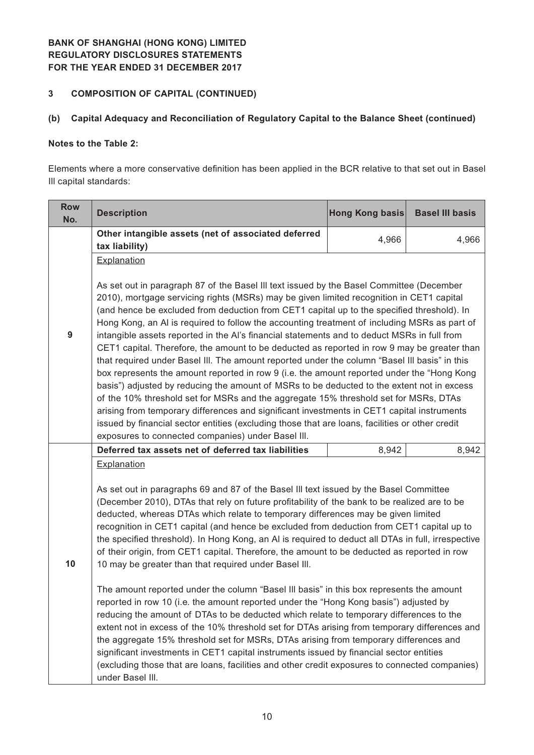**BANK OF SHANGHAI (HONG KONG) LIMITED**
**REGULATORY DISCLOSURES STATEMENTS**
**FOR THE YEAR ENDED 31 DECEMBER 2017**

## 3 COMPOSITION OF CAPITAL (CONTINUED)

### (b) Capital Adequacy and Reconciliation of Regulatory Capital to the Balance Sheet (continued)

**Notes to the Table 2:**

Elements where a more conservative definition has been applied in the BCR relative to that set out in Basel III capital standards:

| Row No. | Description | Hong Kong basis | Basel III basis |
|---|---|---|---|
| 9 | **Other intangible assets (net of associated deferred tax liability)** | 4,966 | 4,966 |
| | Explanation<br><br>As set out in paragraph 87 of the Basel III text issued by the Basel Committee (December 2010), mortgage servicing rights (MSRs) may be given limited recognition in CET1 capital (and hence be excluded from deduction from CET1 capital up to the specified threshold). In Hong Kong, an AI is required to follow the accounting treatment of including MSRs as part of intangible assets reported in the AI's financial statements and to deduct MSRs in full from CET1 capital. Therefore, the amount to be deducted as reported in row 9 may be greater than that required under Basel III. The amount reported under the column "Basel III basis" in this box represents the amount reported in row 9 (i.e. the amount reported under the "Hong Kong basis") adjusted by reducing the amount of MSRs to be deducted to the extent not in excess of the 10% threshold set for MSRs and the aggregate 15% threshold set for MSRs, DTAs arising from temporary differences and significant investments in CET1 capital instruments issued by financial sector entities (excluding those that are loans, facilities or other credit exposures to connected companies) under Basel III. | | |
| 10 | **Deferred tax assets net of deferred tax liabilities** | 8,942 | 8,942 |
| | Explanation<br><br>As set out in paragraphs 69 and 87 of the Basel III text issued by the Basel Committee (December 2010), DTAs that rely on future profitability of the bank to be realized are to be deducted, whereas DTAs which relate to temporary differences may be given limited recognition in CET1 capital (and hence be excluded from deduction from CET1 capital up to the specified threshold). In Hong Kong, an AI is required to deduct all DTAs in full, irrespective of their origin, from CET1 capital. Therefore, the amount to be deducted as reported in row 10 may be greater than that required under Basel III.<br><br>The amount reported under the column "Basel III basis" in this box represents the amount reported in row 10 (i.e. the amount reported under the "Hong Kong basis") adjusted by reducing the amount of DTAs to be deducted which relate to temporary differences to the extent not in excess of the 10% threshold set for DTAs arising from temporary differences and the aggregate 15% threshold set for MSRs, DTAs arising from temporary differences and significant investments in CET1 capital instruments issued by financial sector entities (excluding those that are loans, facilities and other credit exposures to connected companies) under Basel III. | | |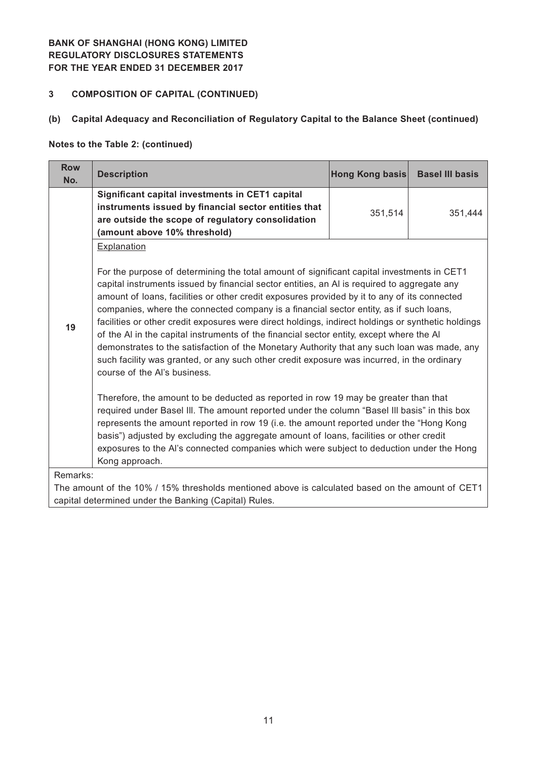**BANK OF SHANGHAI (HONG KONG) LIMITED**
**REGULATORY DISCLOSURES STATEMENTS**
**FOR THE YEAR ENDED 31 DECEMBER 2017**

## 3 COMPOSITION OF CAPITAL (CONTINUED)

### (b) Capital Adequacy and Reconciliation of Regulatory Capital to the Balance Sheet (continued)

**Notes to the Table 2: (continued)**

| Row No. | Description | Hong Kong basis | Basel III basis |
|---|---|---|---|
| 19 | **Significant capital investments in CET1 capital instruments issued by financial sector entities that are outside the scope of regulatory consolidation (amount above 10% threshold)** | 351,514 | 351,444 |
| | Explanation<br><br>For the purpose of determining the total amount of significant capital investments in CET1 capital instruments issued by financial sector entities, an AI is required to aggregate any amount of loans, facilities or other credit exposures provided by it to any of its connected companies, where the connected company is a financial sector entity, as if such loans, facilities or other credit exposures were direct holdings, indirect holdings or synthetic holdings of the AI in the capital instruments of the financial sector entity, except where the AI demonstrates to the satisfaction of the Monetary Authority that any such loan was made, any such facility was granted, or any such other credit exposure was incurred, in the ordinary course of the AI's business.<br><br>Therefore, the amount to be deducted as reported in row 19 may be greater than that required under Basel III. The amount reported under the column "Basel III basis" in this box represents the amount reported in row 19 (i.e. the amount reported under the "Hong Kong basis") adjusted by excluding the aggregate amount of loans, facilities or other credit exposures to the AI's connected companies which were subject to deduction under the Hong Kong approach. | | |

Remarks:
The amount of the 10% / 15% thresholds mentioned above is calculated based on the amount of CET1 capital determined under the Banking (Capital) Rules.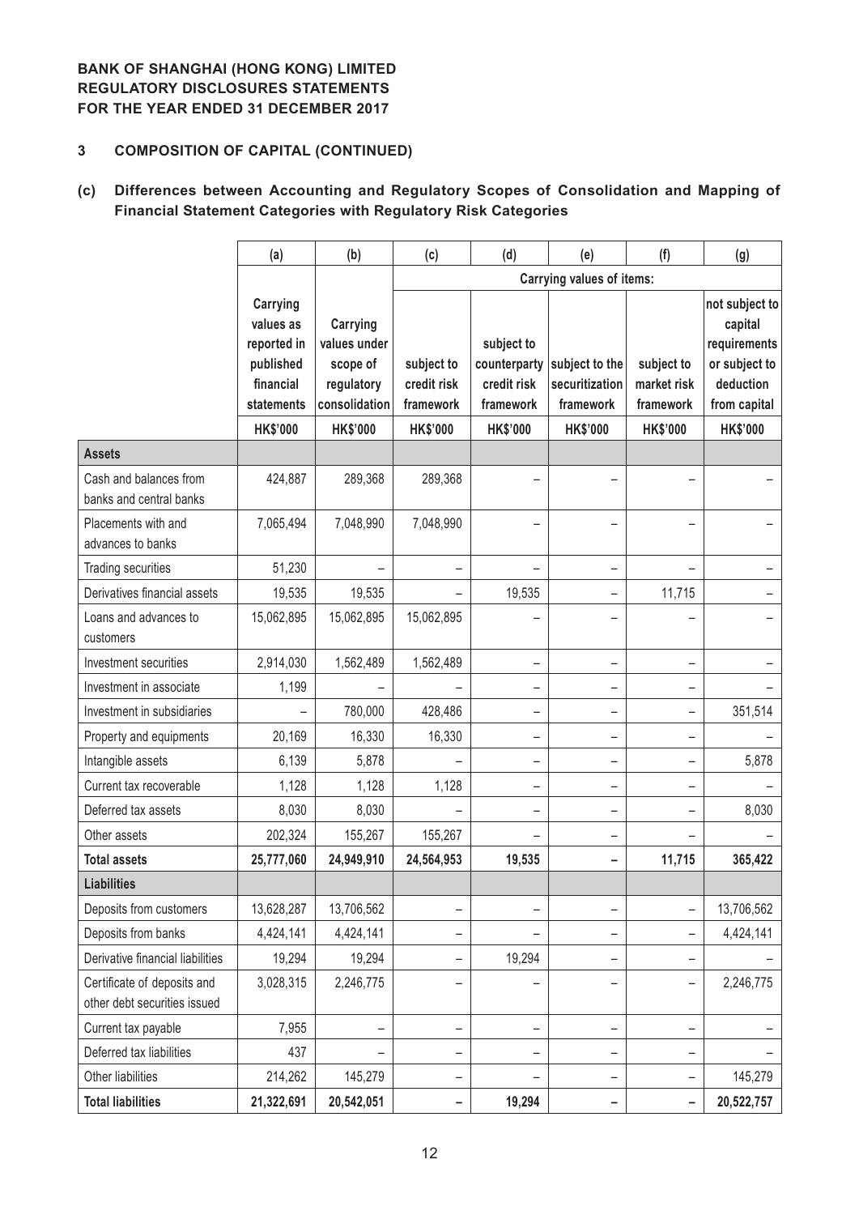**BANK OF SHANGHAI (HONG KONG) LIMITED**
**REGULATORY DISCLOSURES STATEMENTS**
**FOR THE YEAR ENDED 31 DECEMBER 2017**

## 3 COMPOSITION OF CAPITAL (CONTINUED)

### (c) Differences between Accounting and Regulatory Scopes of Consolidation and Mapping of Financial Statement Categories with Regulatory Risk Categories

| | (a) | (b) | (c) | (d) | (e) | (f) | (g) |
|---|---|---|---|---|---|---|---|
| | | | Carrying values of items: | | | | |
| | Carrying values as reported in published financial statements | Carrying values under scope of regulatory consolidation | subject to credit risk framework | subject to counterparty credit risk framework | subject to the securitization framework | subject to market risk framework | not subject to capital requirements or subject to deduction from capital |
| | HK$'000 | HK$'000 | HK$'000 | HK$'000 | HK$'000 | HK$'000 | HK$'000 |
| **Assets** | | | | | | | |
| Cash and balances from banks and central banks | 424,887 | 289,368 | 289,368 | – | – | – | – |
| Placements with and advances to banks | 7,065,494 | 7,048,990 | 7,048,990 | – | – | – | – |
| Trading securities | 51,230 | – | – | – | – | – | – |
| Derivatives financial assets | 19,535 | 19,535 | – | 19,535 | – | 11,715 | – |
| Loans and advances to customers | 15,062,895 | 15,062,895 | 15,062,895 | – | – | – | – |
| Investment securities | 2,914,030 | 1,562,489 | 1,562,489 | – | – | – | – |
| Investment in associate | 1,199 | – | – | – | – | – | – |
| Investment in subsidiaries | – | 780,000 | 428,486 | – | – | – | 351,514 |
| Property and equipments | 20,169 | 16,330 | 16,330 | – | – | – | – |
| Intangible assets | 6,139 | 5,878 | – | – | – | – | 5,878 |
| Current tax recoverable | 1,128 | 1,128 | 1,128 | – | – | – | – |
| Deferred tax assets | 8,030 | 8,030 | – | – | – | – | 8,030 |
| Other assets | 202,324 | 155,267 | 155,267 | – | – | – | – |
| **Total assets** | **25,777,060** | **24,949,910** | **24,564,953** | **19,535** | **–** | **11,715** | **365,422** |
| **Liabilities** | | | | | | | |
| Deposits from customers | 13,628,287 | 13,706,562 | – | – | – | – | 13,706,562 |
| Deposits from banks | 4,424,141 | 4,424,141 | – | – | – | – | 4,424,141 |
| Derivative financial liabilities | 19,294 | 19,294 | – | 19,294 | – | – | – |
| Certificate of deposits and other debt securities issued | 3,028,315 | 2,246,775 | – | – | – | – | 2,246,775 |
| Current tax payable | 7,955 | – | – | – | – | – | – |
| Deferred tax liabilities | 437 | – | – | – | – | – | – |
| Other liabilities | 214,262 | 145,279 | – | – | – | – | 145,279 |
| **Total liabilities** | **21,322,691** | **20,542,051** | **–** | **19,294** | **–** | **–** | **20,522,757** |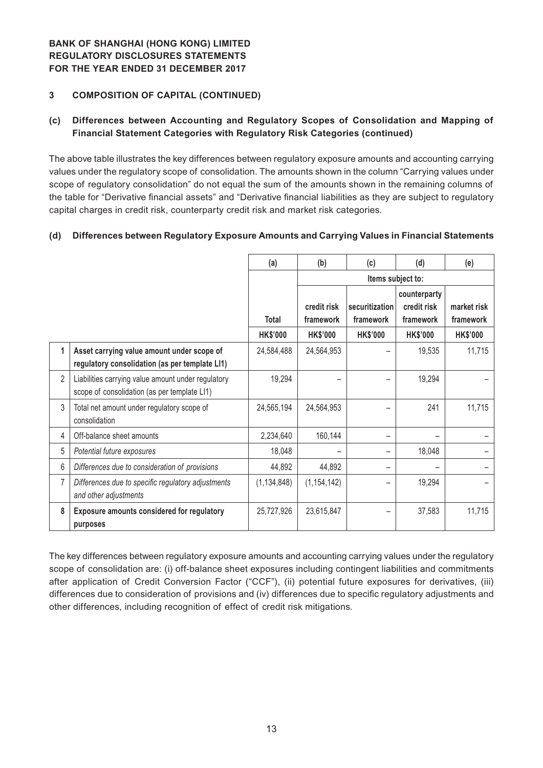## 3 COMPOSITION OF CAPITAL (CONTINUED)

### (c) Differences between Accounting and Regulatory Scopes of Consolidation and Mapping of Financial Statement Categories with Regulatory Risk Categories (continued)

The above table illustrates the key differences between regulatory exposure amounts and accounting carrying values under the regulatory scope of consolidation. The amounts shown in the column "Carrying values under scope of regulatory consolidation" do not equal the sum of the amounts shown in the remaining columns of the table for "Derivative financial assets" and "Derivative financial liabilities as they are subject to regulatory capital charges in credit risk, counterparty credit risk and market risk categories.

### (d) Differences between Regulatory Exposure Amounts and Carrying Values in Financial Statements

| | | (a) | (b) | (c) | (d) | (e) |
|---|---|---|---|---|---|---|
| | | | Items subject to: | | | |
| | | Total | credit risk framework | securitization framework | counterparty credit risk framework | market risk framework |
| | | HK$'000 | HK$'000 | HK$'000 | HK$'000 | HK$'000 |
| **1** | **Asset carrying value amount under scope of regulatory consolidation (as per template LI1)** | 24,584,488 | 24,564,953 | – | 19,535 | 11,715 |
| 2 | Liabilities carrying value amount under regulatory scope of consolidation (as per template LI1) | 19,294 | – | – | 19,294 | – |
| 3 | Total net amount under regulatory scope of consolidation | 24,565,194 | 24,564,953 | – | 241 | 11,715 |
| 4 | Off-balance sheet amounts | 2,234,640 | 160,144 | – | – | – |
| 5 | *Potential future exposures* | 18,048 | – | – | 18,048 | – |
| 6 | *Differences due to consideration of provisions* | 44,892 | 44,892 | – | – | – |
| 7 | *Differences due to specific regulatory adjustments and other adjustments* | (1,134,848) | (1,154,142) | – | 19,294 | – |
| **8** | **Exposure amounts considered for regulatory purposes** | 25,727,926 | 23,615,847 | – | 37,583 | 11,715 |

The key differences between regulatory exposure amounts and accounting carrying values under the regulatory scope of consolidation are: (i) off-balance sheet exposures including contingent liabilities and commitments after application of Credit Conversion Factor ("CCF"), (ii) potential future exposures for derivatives, (iii) differences due to consideration of provisions and (iv) differences due to specific regulatory adjustments and other differences, including recognition of effect of credit risk mitigations.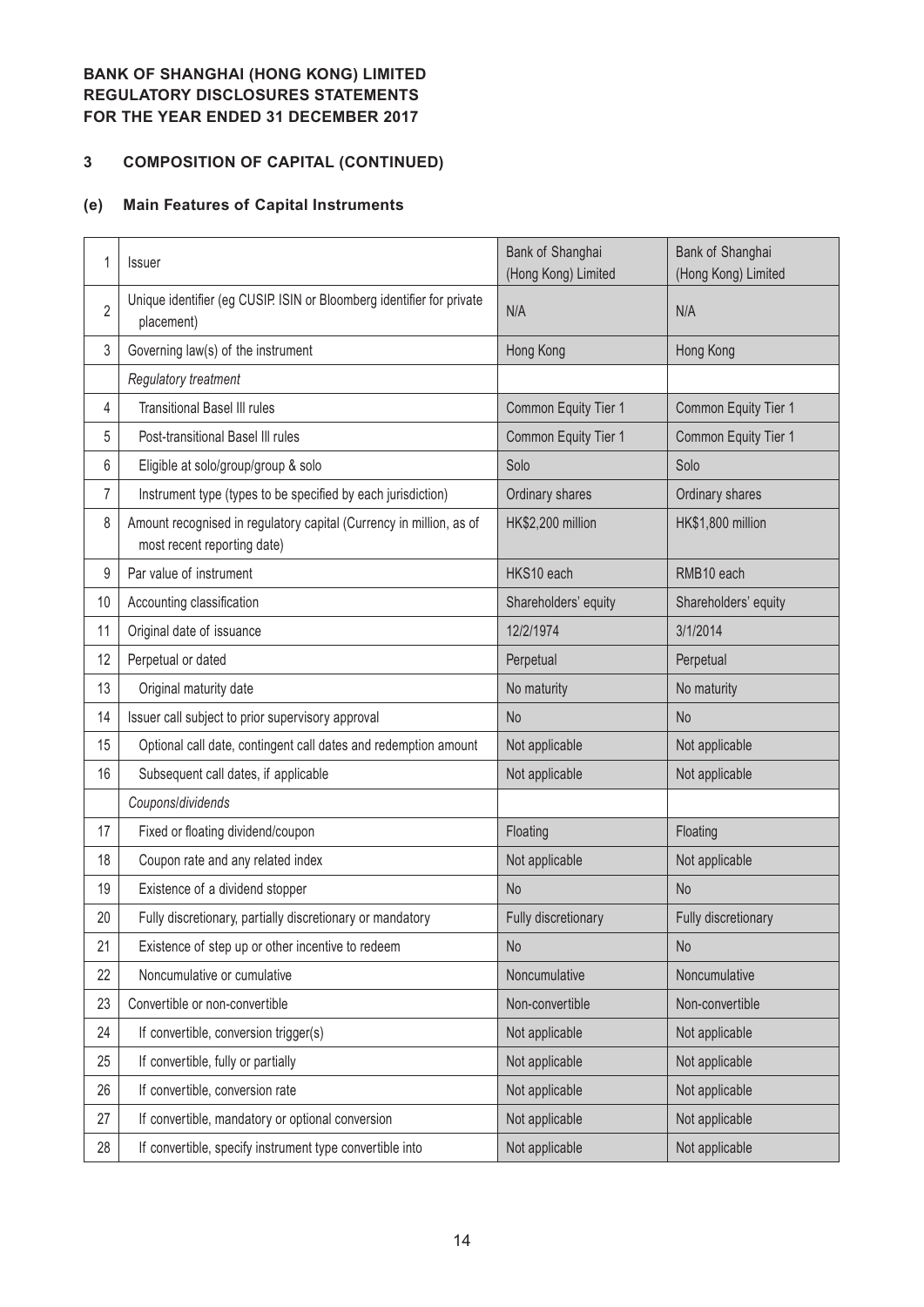**BANK OF SHANGHAI (HONG KONG) LIMITED**
**REGULATORY DISCLOSURES STATEMENTS**
**FOR THE YEAR ENDED 31 DECEMBER 2017**

## 3 COMPOSITION OF CAPITAL (CONTINUED)

### (e) Main Features of Capital Instruments

| | | | |
|---|---|---|---|
| 1 | Issuer | Bank of Shanghai (Hong Kong) Limited | Bank of Shanghai (Hong Kong) Limited |
| 2 | Unique identifier (eg CUSIP. ISIN or Bloomberg identifier for private placement) | N/A | N/A |
| 3 | Governing law(s) of the instrument | Hong Kong | Hong Kong |
| | *Regulatory treatment* | | |
| 4 | Transitional Basel III rules | Common Equity Tier 1 | Common Equity Tier 1 |
| 5 | Post-transitional Basel III rules | Common Equity Tier 1 | Common Equity Tier 1 |
| 6 | Eligible at solo/group/group & solo | Solo | Solo |
| 7 | Instrument type (types to be specified by each jurisdiction) | Ordinary shares | Ordinary shares |
| 8 | Amount recognised in regulatory capital (Currency in million, as of most recent reporting date) | HK$2,200 million | HK$1,800 million |
| 9 | Par value of instrument | HKS10 each | RMB10 each |
| 10 | Accounting classification | Shareholders' equity | Shareholders' equity |
| 11 | Original date of issuance | 12/2/1974 | 3/1/2014 |
| 12 | Perpetual or dated | Perpetual | Perpetual |
| 13 | Original maturity date | No maturity | No maturity |
| 14 | Issuer call subject to prior supervisory approval | No | No |
| 15 | Optional call date, contingent call dates and redemption amount | Not applicable | Not applicable |
| 16 | Subsequent call dates, if applicable | Not applicable | Not applicable |
| | *Coupons/dividends* | | |
| 17 | Fixed or floating dividend/coupon | Floating | Floating |
| 18 | Coupon rate and any related index | Not applicable | Not applicable |
| 19 | Existence of a dividend stopper | No | No |
| 20 | Fully discretionary, partially discretionary or mandatory | Fully discretionary | Fully discretionary |
| 21 | Existence of step up or other incentive to redeem | No | No |
| 22 | Noncumulative or cumulative | Noncumulative | Noncumulative |
| 23 | Convertible or non-convertible | Non-convertible | Non-convertible |
| 24 | If convertible, conversion trigger(s) | Not applicable | Not applicable |
| 25 | If convertible, fully or partially | Not applicable | Not applicable |
| 26 | If convertible, conversion rate | Not applicable | Not applicable |
| 27 | If convertible, mandatory or optional conversion | Not applicable | Not applicable |
| 28 | If convertible, specify instrument type convertible into | Not applicable | Not applicable |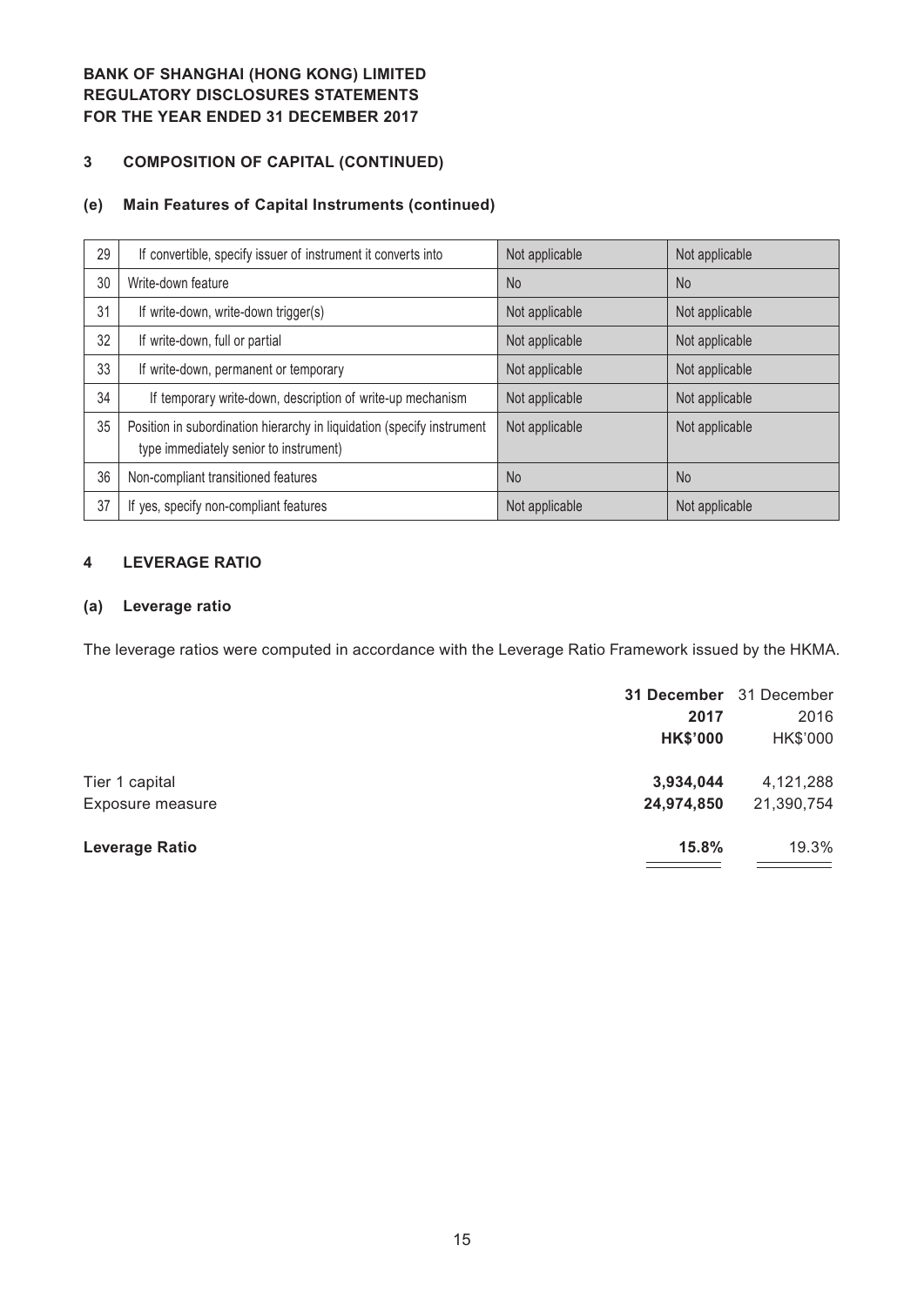**BANK OF SHANGHAI (HONG KONG) LIMITED**
**REGULATORY DISCLOSURES STATEMENTS**
**FOR THE YEAR ENDED 31 DECEMBER 2017**

## 3 COMPOSITION OF CAPITAL (CONTINUED)

### (e) Main Features of Capital Instruments (continued)

| | | | |
|---|---|---|---|
| 29 | If convertible, specify issuer of instrument it converts into | Not applicable | Not applicable |
| 30 | Write-down feature | No | No |
| 31 | If write-down, write-down trigger(s) | Not applicable | Not applicable |
| 32 | If write-down, full or partial | Not applicable | Not applicable |
| 33 | If write-down, permanent or temporary | Not applicable | Not applicable |
| 34 | If temporary write-down, description of write-up mechanism | Not applicable | Not applicable |
| 35 | Position in subordination hierarchy in liquidation (specify instrument type immediately senior to instrument) | Not applicable | Not applicable |
| 36 | Non-compliant transitioned features | No | No |
| 37 | If yes, specify non-compliant features | Not applicable | Not applicable |

## 4 LEVERAGE RATIO

### (a) Leverage ratio

The leverage ratios were computed in accordance with the Leverage Ratio Framework issued by the HKMA.

| | **31 December 2017 HK$'000** | 31 December 2016 HK$'000 |
|---|---|---|
| Tier 1 capital | **3,934,044** | 4,121,288 |
| Exposure measure | **24,974,850** | 21,390,754 |
| **Leverage Ratio** | **15.8%** | 19.3% |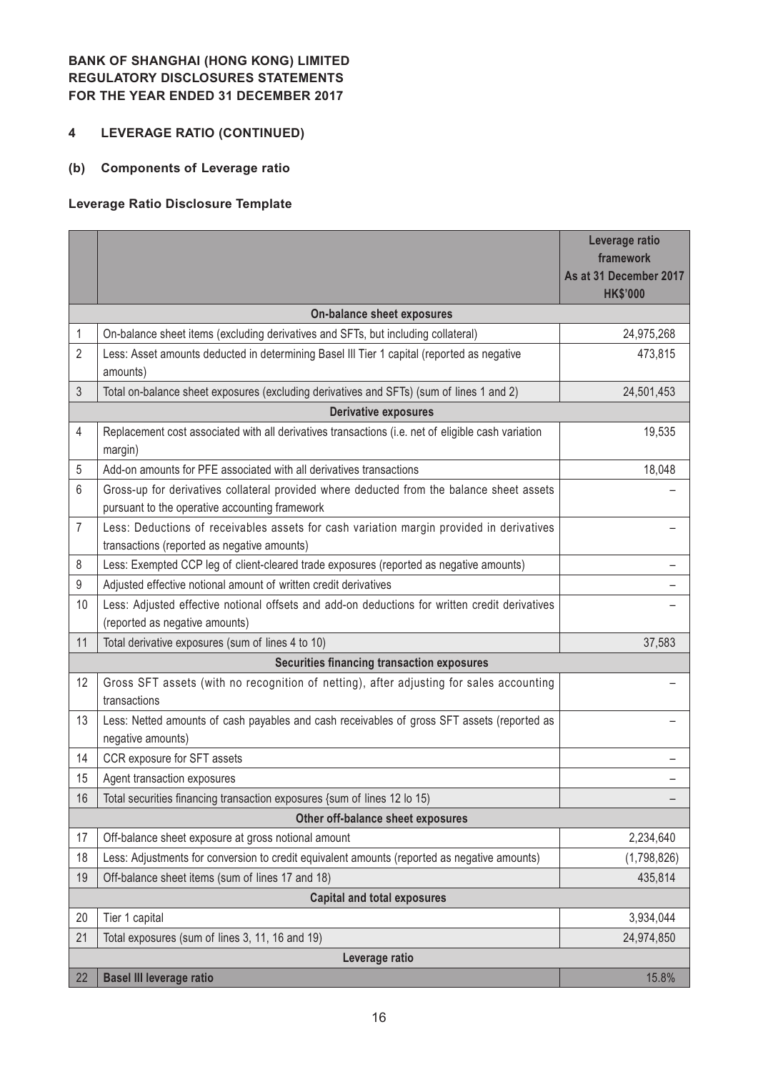**BANK OF SHANGHAI (HONG KONG) LIMITED**
**REGULATORY DISCLOSURES STATEMENTS**
**FOR THE YEAR ENDED 31 DECEMBER 2017**

## 4 LEVERAGE RATIO (CONTINUED)

### (b) Components of Leverage ratio

**Leverage Ratio Disclosure Template**

| | | Leverage ratio framework As at 31 December 2017 HK$'000 |
|---|---|---|
| | **On-balance sheet exposures** | |
| 1 | On-balance sheet items (excluding derivatives and SFTs, but including collateral) | 24,975,268 |
| 2 | Less: Asset amounts deducted in determining Basel III Tier 1 capital (reported as negative amounts) | 473,815 |
| 3 | Total on-balance sheet exposures (excluding derivatives and SFTs) (sum of lines 1 and 2) | 24,501,453 |
| | **Derivative exposures** | |
| 4 | Replacement cost associated with all derivatives transactions (i.e. net of eligible cash variation margin) | 19,535 |
| 5 | Add-on amounts for PFE associated with all derivatives transactions | 18,048 |
| 6 | Gross-up for derivatives collateral provided where deducted from the balance sheet assets pursuant to the operative accounting framework | – |
| 7 | Less: Deductions of receivables assets for cash variation margin provided in derivatives transactions (reported as negative amounts) | – |
| 8 | Less: Exempted CCP leg of client-cleared trade exposures (reported as negative amounts) | – |
| 9 | Adjusted effective notional amount of written credit derivatives | – |
| 10 | Less: Adjusted effective notional offsets and add-on deductions for written credit derivatives (reported as negative amounts) | – |
| 11 | Total derivative exposures (sum of lines 4 to 10) | 37,583 |
| | **Securities financing transaction exposures** | |
| 12 | Gross SFT assets (with no recognition of netting), after adjusting for sales accounting transactions | – |
| 13 | Less: Netted amounts of cash payables and cash receivables of gross SFT assets (reported as negative amounts) | – |
| 14 | CCR exposure for SFT assets | – |
| 15 | Agent transaction exposures | – |
| 16 | Total securities financing transaction exposures {sum of lines 12 lo 15) | – |
| | **Other off-balance sheet exposures** | |
| 17 | Off-balance sheet exposure at gross notional amount | 2,234,640 |
| 18 | Less: Adjustments for conversion to credit equivalent amounts (reported as negative amounts) | (1,798,826) |
| 19 | Off-balance sheet items (sum of lines 17 and 18) | 435,814 |
| | **Capital and total exposures** | |
| 20 | Tier 1 capital | 3,934,044 |
| 21 | Total exposures (sum of lines 3, 11, 16 and 19) | 24,974,850 |
| | **Leverage ratio** | |
| 22 | **Basel III leverage ratio** | 15.8% |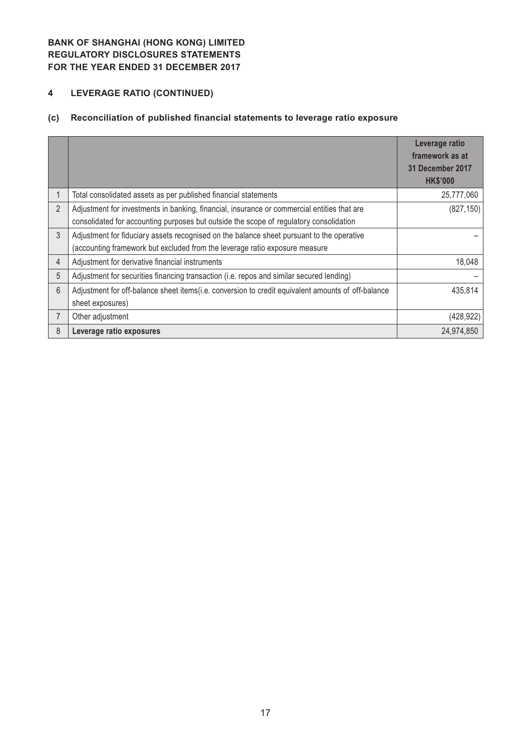**BANK OF SHANGHAI (HONG KONG) LIMITED**
**REGULATORY DISCLOSURES STATEMENTS**
**FOR THE YEAR ENDED 31 DECEMBER 2017**

## 4 LEVERAGE RATIO (CONTINUED)

### (c) Reconciliation of published financial statements to leverage ratio exposure

| | | Leverage ratio framework as at 31 December 2017 HK$'000 |
|---|---|---|
| 1 | Total consolidated assets as per published financial statements | 25,777,060 |
| 2 | Adjustment for investments in banking, financial, insurance or commercial entities that are consolidated for accounting purposes but outside the scope of regulatory consolidation | (827,150) |
| 3 | Adjustment for fiduciary assets recognised on the balance sheet pursuant to the operative (accounting framework but excluded from the leverage ratio exposure measure | – |
| 4 | Adjustment for derivative financial instruments | 18,048 |
| 5 | Adjustment for securities financing transaction (i.e. repos and similar secured lending) | – |
| 6 | Adjustment for off-balance sheet items(i.e. conversion to credit equivalent amounts of off-balance sheet exposures) | 435,814 |
| 7 | Other adjustment | (428,922) |
| 8 | **Leverage ratio exposures** | 24,974,850 |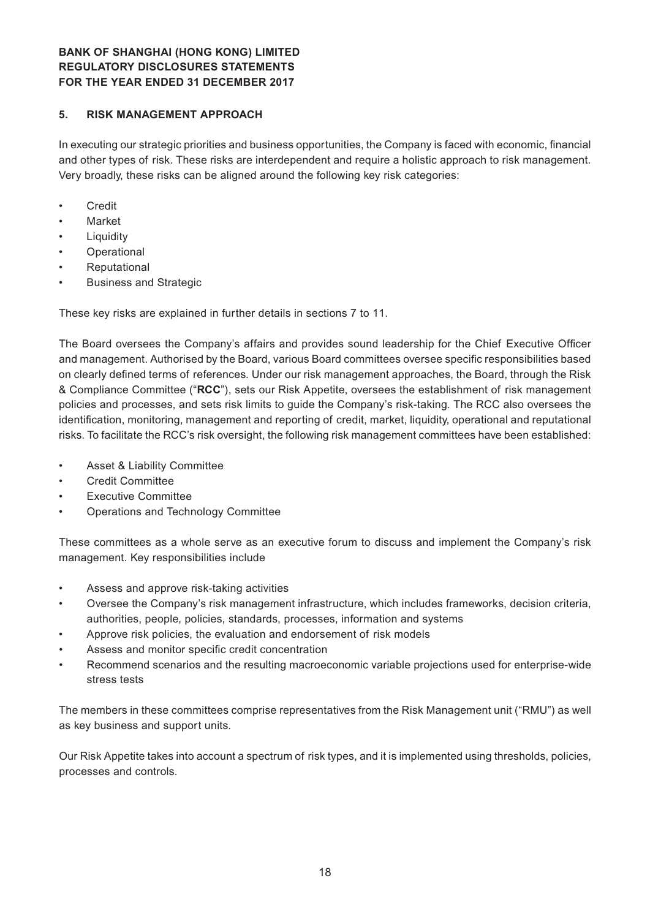## 5. RISK MANAGEMENT APPROACH

In executing our strategic priorities and business opportunities, the Company is faced with economic, financial and other types of risk. These risks are interdependent and require a holistic approach to risk management. Very broadly, these risks can be aligned around the following key risk categories:

- Credit
- Market
- Liquidity
- Operational
- Reputational
- Business and Strategic

These key risks are explained in further details in sections 7 to 11.

The Board oversees the Company's affairs and provides sound leadership for the Chief Executive Officer and management. Authorised by the Board, various Board committees oversee specific responsibilities based on clearly defined terms of references. Under our risk management approaches, the Board, through the Risk & Compliance Committee ("**RCC**"), sets our Risk Appetite, oversees the establishment of risk management policies and processes, and sets risk limits to guide the Company's risk-taking. The RCC also oversees the identification, monitoring, management and reporting of credit, market, liquidity, operational and reputational risks. To facilitate the RCC's risk oversight, the following risk management committees have been established:

- Asset & Liability Committee
- Credit Committee
- Executive Committee
- Operations and Technology Committee

These committees as a whole serve as an executive forum to discuss and implement the Company's risk management. Key responsibilities include

- Assess and approve risk-taking activities
- Oversee the Company's risk management infrastructure, which includes frameworks, decision criteria, authorities, people, policies, standards, processes, information and systems
- Approve risk policies, the evaluation and endorsement of risk models
- Assess and monitor specific credit concentration
- Recommend scenarios and the resulting macroeconomic variable projections used for enterprise-wide stress tests

The members in these committees comprise representatives from the Risk Management unit ("RMU") as well as key business and support units.

Our Risk Appetite takes into account a spectrum of risk types, and it is implemented using thresholds, policies, processes and controls.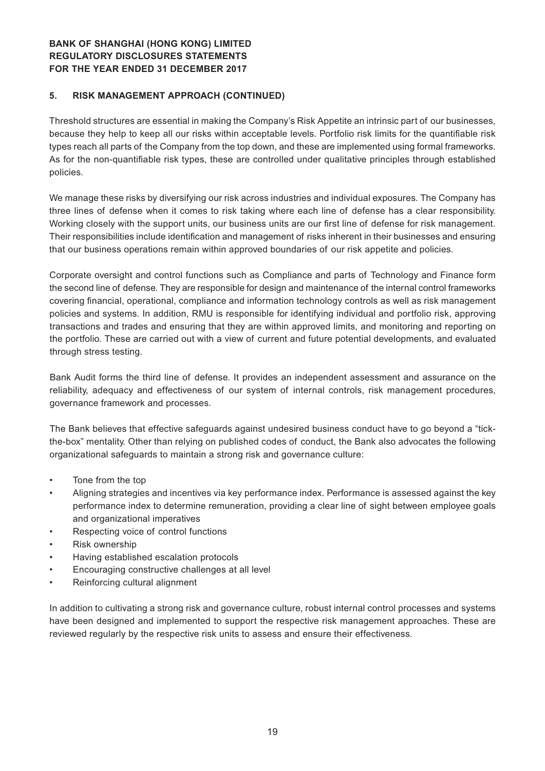## 5. RISK MANAGEMENT APPROACH (CONTINUED)

Threshold structures are essential in making the Company's Risk Appetite an intrinsic part of our businesses, because they help to keep all our risks within acceptable levels. Portfolio risk limits for the quantifiable risk types reach all parts of the Company from the top down, and these are implemented using formal frameworks. As for the non-quantifiable risk types, these are controlled under qualitative principles through established policies.

We manage these risks by diversifying our risk across industries and individual exposures. The Company has three lines of defense when it comes to risk taking where each line of defense has a clear responsibility. Working closely with the support units, our business units are our first line of defense for risk management. Their responsibilities include identification and management of risks inherent in their businesses and ensuring that our business operations remain within approved boundaries of our risk appetite and policies.

Corporate oversight and control functions such as Compliance and parts of Technology and Finance form the second line of defense. They are responsible for design and maintenance of the internal control frameworks covering financial, operational, compliance and information technology controls as well as risk management policies and systems. In addition, RMU is responsible for identifying individual and portfolio risk, approving transactions and trades and ensuring that they are within approved limits, and monitoring and reporting on the portfolio. These are carried out with a view of current and future potential developments, and evaluated through stress testing.

Bank Audit forms the third line of defense. It provides an independent assessment and assurance on the reliability, adequacy and effectiveness of our system of internal controls, risk management procedures, governance framework and processes.

The Bank believes that effective safeguards against undesired business conduct have to go beyond a "tick-the-box" mentality. Other than relying on published codes of conduct, the Bank also advocates the following organizational safeguards to maintain a strong risk and governance culture:

- Tone from the top
- Aligning strategies and incentives via key performance index. Performance is assessed against the key performance index to determine remuneration, providing a clear line of sight between employee goals and organizational imperatives
- Respecting voice of control functions
- Risk ownership
- Having established escalation protocols
- Encouraging constructive challenges at all level
- Reinforcing cultural alignment

In addition to cultivating a strong risk and governance culture, robust internal control processes and systems have been designed and implemented to support the respective risk management approaches. These are reviewed regularly by the respective risk units to assess and ensure their effectiveness.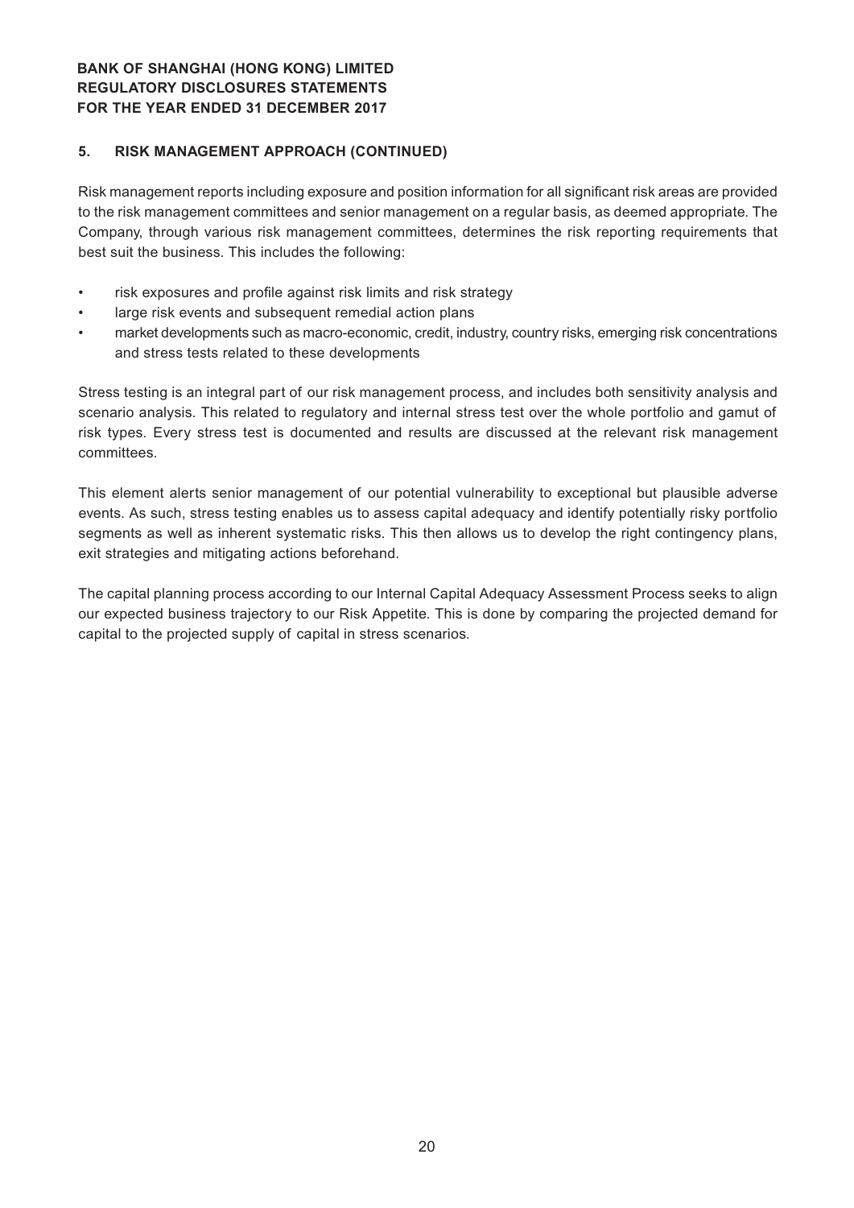## 5. RISK MANAGEMENT APPROACH (CONTINUED)

Risk management reports including exposure and position information for all significant risk areas are provided to the risk management committees and senior management on a regular basis, as deemed appropriate. The Company, through various risk management committees, determines the risk reporting requirements that best suit the business. This includes the following:

- risk exposures and profile against risk limits and risk strategy
- large risk events and subsequent remedial action plans
- market developments such as macro-economic, credit, industry, country risks, emerging risk concentrations and stress tests related to these developments

Stress testing is an integral part of our risk management process, and includes both sensitivity analysis and scenario analysis. This related to regulatory and internal stress test over the whole portfolio and gamut of risk types. Every stress test is documented and results are discussed at the relevant risk management committees.

This element alerts senior management of our potential vulnerability to exceptional but plausible adverse events. As such, stress testing enables us to assess capital adequacy and identify potentially risky portfolio segments as well as inherent systematic risks. This then allows us to develop the right contingency plans, exit strategies and mitigating actions beforehand.

The capital planning process according to our Internal Capital Adequacy Assessment Process seeks to align our expected business trajectory to our Risk Appetite. This is done by comparing the projected demand for capital to the projected supply of capital in stress scenarios.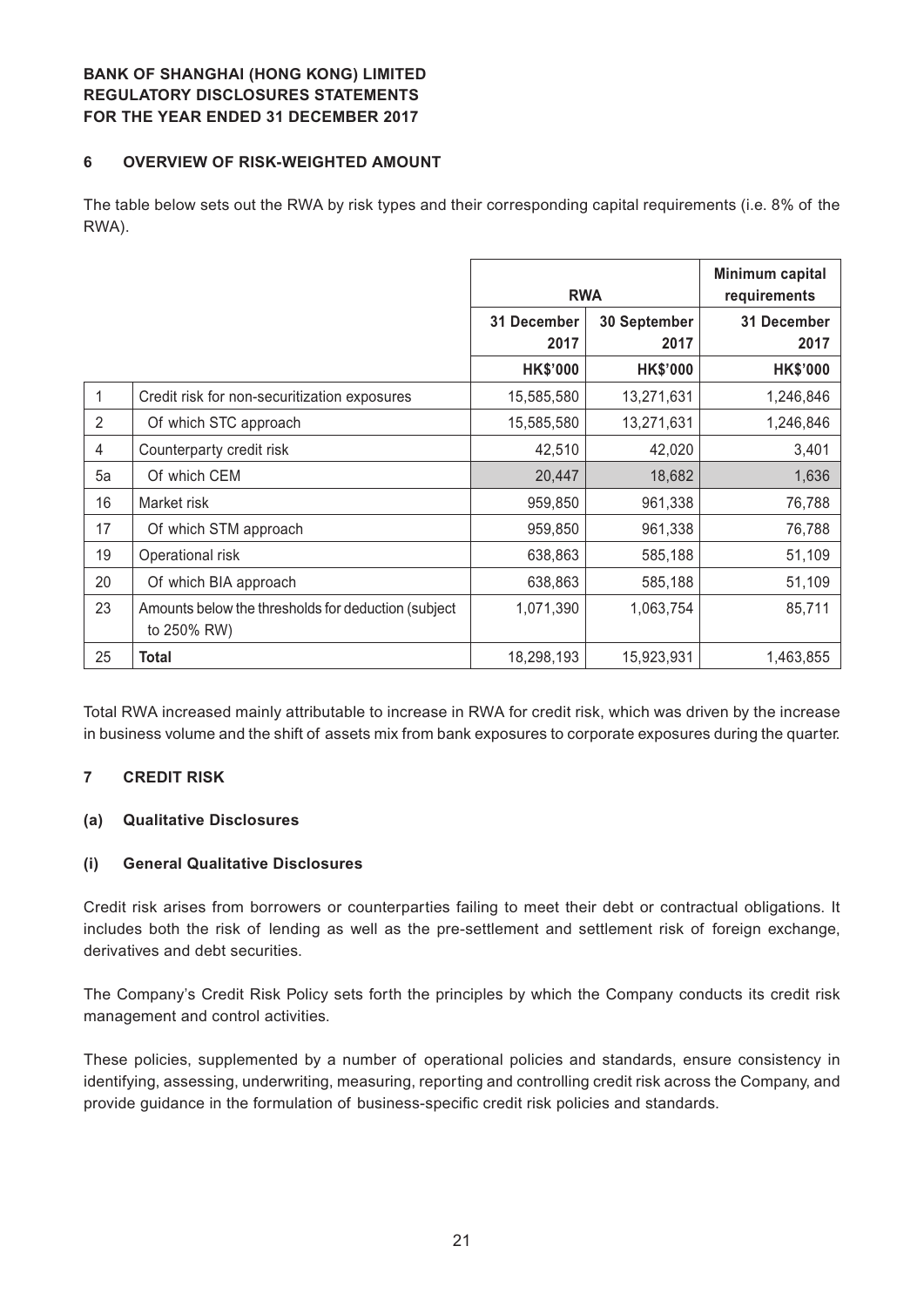**BANK OF SHANGHAI (HONG KONG) LIMITED**
**REGULATORY DISCLOSURES STATEMENTS**
**FOR THE YEAR ENDED 31 DECEMBER 2017**

## 6 OVERVIEW OF RISK-WEIGHTED AMOUNT

The table below sets out the RWA by risk types and their corresponding capital requirements (i.e. 8% of the RWA).

| | | RWA | | Minimum capital requirements |
|---|---|---|---|---|
| | | 31 December 2017 | 30 September 2017 | 31 December 2017 |
| | | HK$'000 | HK$'000 | HK$'000 |
| 1 | Credit risk for non-securitization exposures | 15,585,580 | 13,271,631 | 1,246,846 |
| 2 | Of which STC approach | 15,585,580 | 13,271,631 | 1,246,846 |
| 4 | Counterparty credit risk | 42,510 | 42,020 | 3,401 |
| 5a | Of which CEM | 20,447 | 18,682 | 1,636 |
| 16 | Market risk | 959,850 | 961,338 | 76,788 |
| 17 | Of which STM approach | 959,850 | 961,338 | 76,788 |
| 19 | Operational risk | 638,863 | 585,188 | 51,109 |
| 20 | Of which BIA approach | 638,863 | 585,188 | 51,109 |
| 23 | Amounts below the thresholds for deduction (subject to 250% RW) | 1,071,390 | 1,063,754 | 85,711 |
| 25 | **Total** | 18,298,193 | 15,923,931 | 1,463,855 |

Total RWA increased mainly attributable to increase in RWA for credit risk, which was driven by the increase in business volume and the shift of assets mix from bank exposures to corporate exposures during the quarter.

## 7 CREDIT RISK

### (a) Qualitative Disclosures

#### (i) General Qualitative Disclosures

Credit risk arises from borrowers or counterparties failing to meet their debt or contractual obligations. It includes both the risk of lending as well as the pre-settlement and settlement risk of foreign exchange, derivatives and debt securities.

The Company's Credit Risk Policy sets forth the principles by which the Company conducts its credit risk management and control activities.

These policies, supplemented by a number of operational policies and standards, ensure consistency in identifying, assessing, underwriting, measuring, reporting and controlling credit risk across the Company, and provide guidance in the formulation of business-specific credit risk policies and standards.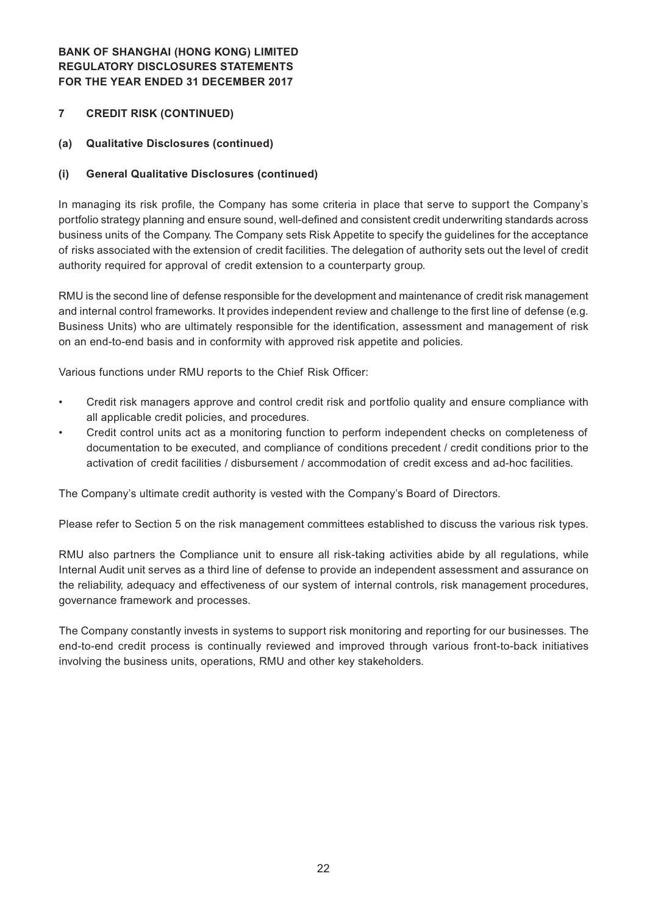## 7 CREDIT RISK (CONTINUED)

### (a) Qualitative Disclosures (continued)

#### (i) General Qualitative Disclosures (continued)

In managing its risk profile, the Company has some criteria in place that serve to support the Company's portfolio strategy planning and ensure sound, well-defined and consistent credit underwriting standards across business units of the Company. The Company sets Risk Appetite to specify the guidelines for the acceptance of risks associated with the extension of credit facilities. The delegation of authority sets out the level of credit authority required for approval of credit extension to a counterparty group.

RMU is the second line of defense responsible for the development and maintenance of credit risk management and internal control frameworks. It provides independent review and challenge to the first line of defense (e.g. Business Units) who are ultimately responsible for the identification, assessment and management of risk on an end-to-end basis and in conformity with approved risk appetite and policies.

Various functions under RMU reports to the Chief Risk Officer:

- Credit risk managers approve and control credit risk and portfolio quality and ensure compliance with all applicable credit policies, and procedures.
- Credit control units act as a monitoring function to perform independent checks on completeness of documentation to be executed, and compliance of conditions precedent / credit conditions prior to the activation of credit facilities / disbursement / accommodation of credit excess and ad-hoc facilities.

The Company's ultimate credit authority is vested with the Company's Board of Directors.

Please refer to Section 5 on the risk management committees established to discuss the various risk types.

RMU also partners the Compliance unit to ensure all risk-taking activities abide by all regulations, while Internal Audit unit serves as a third line of defense to provide an independent assessment and assurance on the reliability, adequacy and effectiveness of our system of internal controls, risk management procedures, governance framework and processes.

The Company constantly invests in systems to support risk monitoring and reporting for our businesses. The end-to-end credit process is continually reviewed and improved through various front-to-back initiatives involving the business units, operations, RMU and other key stakeholders.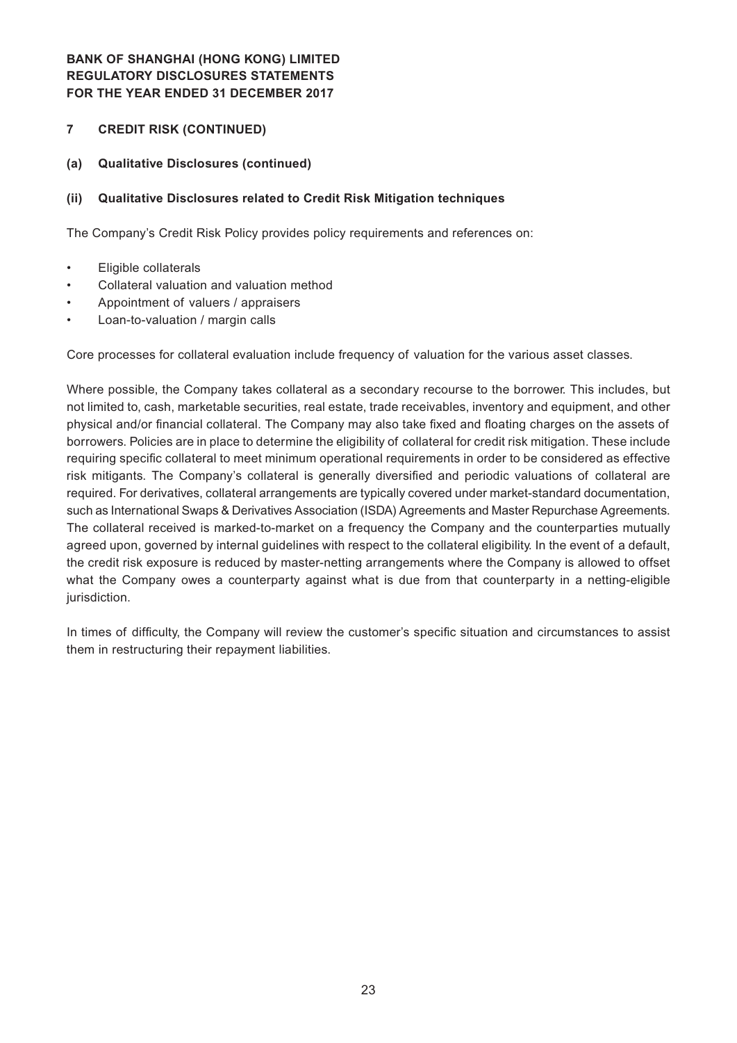## 7 CREDIT RISK (CONTINUED)

### (a) Qualitative Disclosures (continued)

#### (ii) Qualitative Disclosures related to Credit Risk Mitigation techniques

The Company's Credit Risk Policy provides policy requirements and references on:

- Eligible collaterals
- Collateral valuation and valuation method
- Appointment of valuers / appraisers
- Loan-to-valuation / margin calls

Core processes for collateral evaluation include frequency of valuation for the various asset classes.

Where possible, the Company takes collateral as a secondary recourse to the borrower. This includes, but not limited to, cash, marketable securities, real estate, trade receivables, inventory and equipment, and other physical and/or financial collateral. The Company may also take fixed and floating charges on the assets of borrowers. Policies are in place to determine the eligibility of collateral for credit risk mitigation. These include requiring specific collateral to meet minimum operational requirements in order to be considered as effective risk mitigants. The Company's collateral is generally diversified and periodic valuations of collateral are required. For derivatives, collateral arrangements are typically covered under market-standard documentation, such as International Swaps & Derivatives Association (ISDA) Agreements and Master Repurchase Agreements. The collateral received is marked-to-market on a frequency the Company and the counterparties mutually agreed upon, governed by internal guidelines with respect to the collateral eligibility. In the event of a default, the credit risk exposure is reduced by master-netting arrangements where the Company is allowed to offset what the Company owes a counterparty against what is due from that counterparty in a netting-eligible jurisdiction.

In times of difficulty, the Company will review the customer's specific situation and circumstances to assist them in restructuring their repayment liabilities.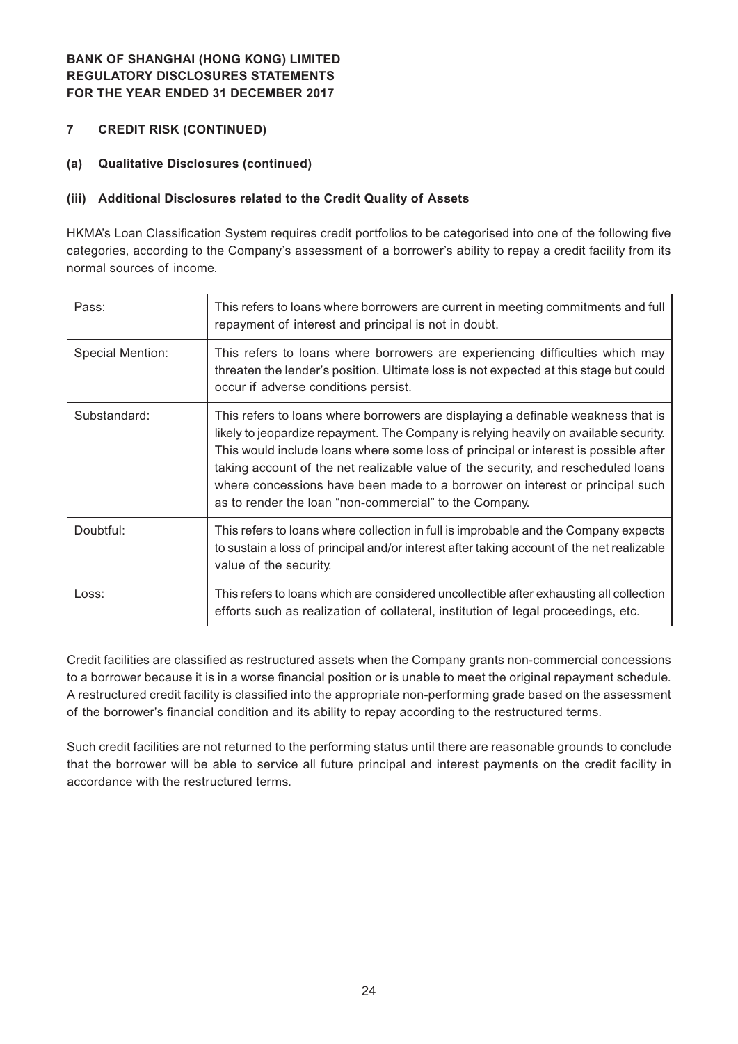## 7 CREDIT RISK (CONTINUED)

### (a) Qualitative Disclosures (continued)

#### (iii) Additional Disclosures related to the Credit Quality of Assets

HKMA's Loan Classification System requires credit portfolios to be categorised into one of the following five categories, according to the Company's assessment of a borrower's ability to repay a credit facility from its normal sources of income.

| | |
|---|---|
| Pass: | This refers to loans where borrowers are current in meeting commitments and full repayment of interest and principal is not in doubt. |
| Special Mention: | This refers to loans where borrowers are experiencing difficulties which may threaten the lender's position. Ultimate loss is not expected at this stage but could occur if adverse conditions persist. |
| Substandard: | This refers to loans where borrowers are displaying a definable weakness that is likely to jeopardize repayment. The Company is relying heavily on available security. This would include loans where some loss of principal or interest is possible after taking account of the net realizable value of the security, and rescheduled loans where concessions have been made to a borrower on interest or principal such as to render the loan "non-commercial" to the Company. |
| Doubtful: | This refers to loans where collection in full is improbable and the Company expects to sustain a loss of principal and/or interest after taking account of the net realizable value of the security. |
| Loss: | This refers to loans which are considered uncollectible after exhausting all collection efforts such as realization of collateral, institution of legal proceedings, etc. |

Credit facilities are classified as restructured assets when the Company grants non-commercial concessions to a borrower because it is in a worse financial position or is unable to meet the original repayment schedule. A restructured credit facility is classified into the appropriate non-performing grade based on the assessment of the borrower's financial condition and its ability to repay according to the restructured terms.

Such credit facilities are not returned to the performing status until there are reasonable grounds to conclude that the borrower will be able to service all future principal and interest payments on the credit facility in accordance with the restructured terms.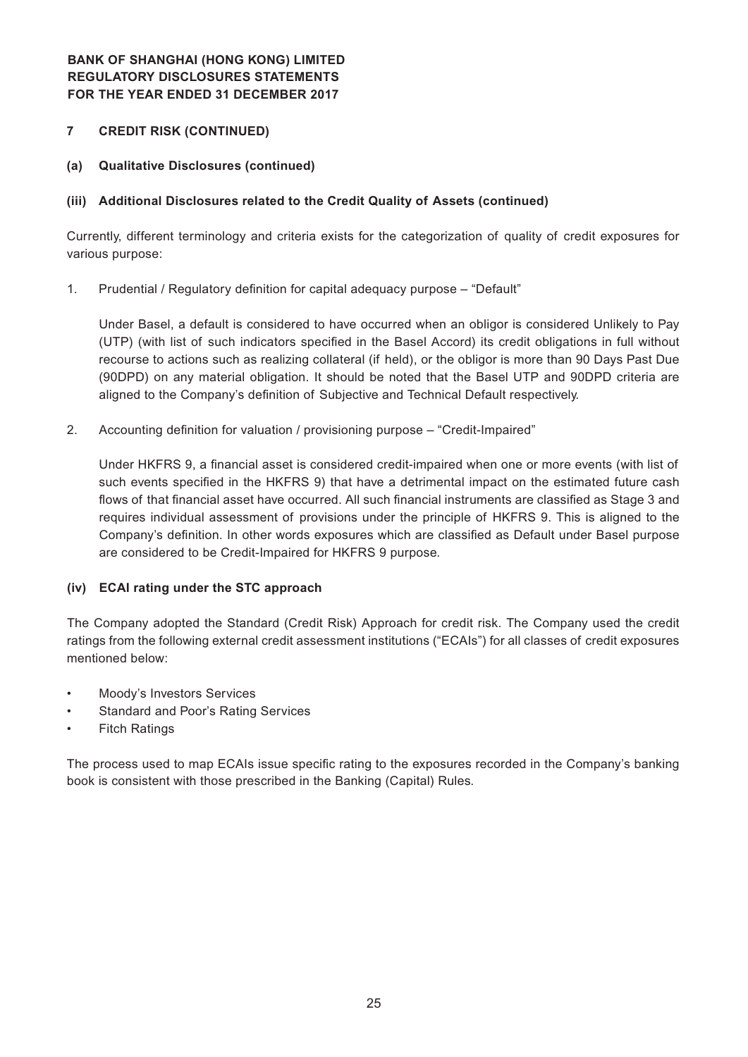**BANK OF SHANGHAI (HONG KONG) LIMITED**
**REGULATORY DISCLOSURES STATEMENTS**
**FOR THE YEAR ENDED 31 DECEMBER 2017**

## 7 CREDIT RISK (CONTINUED)

### (a) Qualitative Disclosures (continued)

#### (iii) Additional Disclosures related to the Credit Quality of Assets (continued)

Currently, different terminology and criteria exists for the categorization of quality of credit exposures for various purpose:

1. Prudential / Regulatory definition for capital adequacy purpose – "Default"

   Under Basel, a default is considered to have occurred when an obligor is considered Unlikely to Pay (UTP) (with list of such indicators specified in the Basel Accord) its credit obligations in full without recourse to actions such as realizing collateral (if held), or the obligor is more than 90 Days Past Due (90DPD) on any material obligation. It should be noted that the Basel UTP and 90DPD criteria are aligned to the Company's definition of Subjective and Technical Default respectively.

2. Accounting definition for valuation / provisioning purpose – "Credit-Impaired"

   Under HKFRS 9, a financial asset is considered credit-impaired when one or more events (with list of such events specified in the HKFRS 9) that have a detrimental impact on the estimated future cash flows of that financial asset have occurred. All such financial instruments are classified as Stage 3 and requires individual assessment of provisions under the principle of HKFRS 9. This is aligned to the Company's definition. In other words exposures which are classified as Default under Basel purpose are considered to be Credit-Impaired for HKFRS 9 purpose.

#### (iv) ECAI rating under the STC approach

The Company adopted the Standard (Credit Risk) Approach for credit risk. The Company used the credit ratings from the following external credit assessment institutions ("ECAIs") for all classes of credit exposures mentioned below:

- Moody's Investors Services
- Standard and Poor's Rating Services
- Fitch Ratings

The process used to map ECAIs issue specific rating to the exposures recorded in the Company's banking book is consistent with those prescribed in the Banking (Capital) Rules.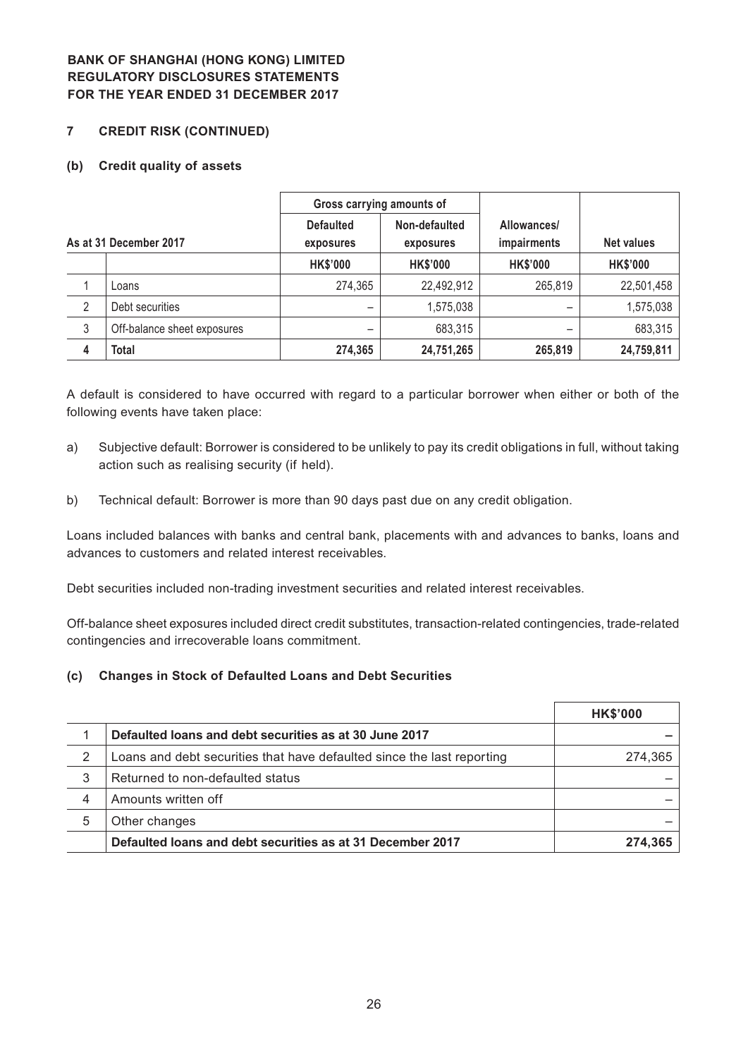## 7 CREDIT RISK (CONTINUED)

### (b) Credit quality of assets

| As at 31 December 2017 | | Gross carrying amounts of | | Allowances/ impairments | Net values |
|---|---|---|---|---|---|
| | | Defaulted exposures | Non-defaulted exposures | | |
| | | HK$'000 | HK$'000 | HK$'000 | HK$'000 |
| 1 | Loans | 274,365 | 22,492,912 | 265,819 | 22,501,458 |
| 2 | Debt securities | – | 1,575,038 | – | 1,575,038 |
| 3 | Off-balance sheet exposures | – | 683,315 | – | 683,315 |
| 4 | **Total** | **274,365** | **24,751,265** | **265,819** | **24,759,811** |

A default is considered to have occurred with regard to a particular borrower when either or both of the following events have taken place:

a) Subjective default: Borrower is considered to be unlikely to pay its credit obligations in full, without taking action such as realising security (if held).

b) Technical default: Borrower is more than 90 days past due on any credit obligation.

Loans included balances with banks and central bank, placements with and advances to banks, loans and advances to customers and related interest receivables.

Debt securities included non-trading investment securities and related interest receivables.

Off-balance sheet exposures included direct credit substitutes, transaction-related contingencies, trade-related contingencies and irrecoverable loans commitment.

### (c) Changes in Stock of Defaulted Loans and Debt Securities

| | | HK$'000 |
|---|---|---|
| 1 | **Defaulted loans and debt securities as at 30 June 2017** | **–** |
| 2 | Loans and debt securities that have defaulted since the last reporting | 274,365 |
| 3 | Returned to non-defaulted status | – |
| 4 | Amounts written off | – |
| 5 | Other changes | – |
| | **Defaulted loans and debt securities as at 31 December 2017** | **274,365** |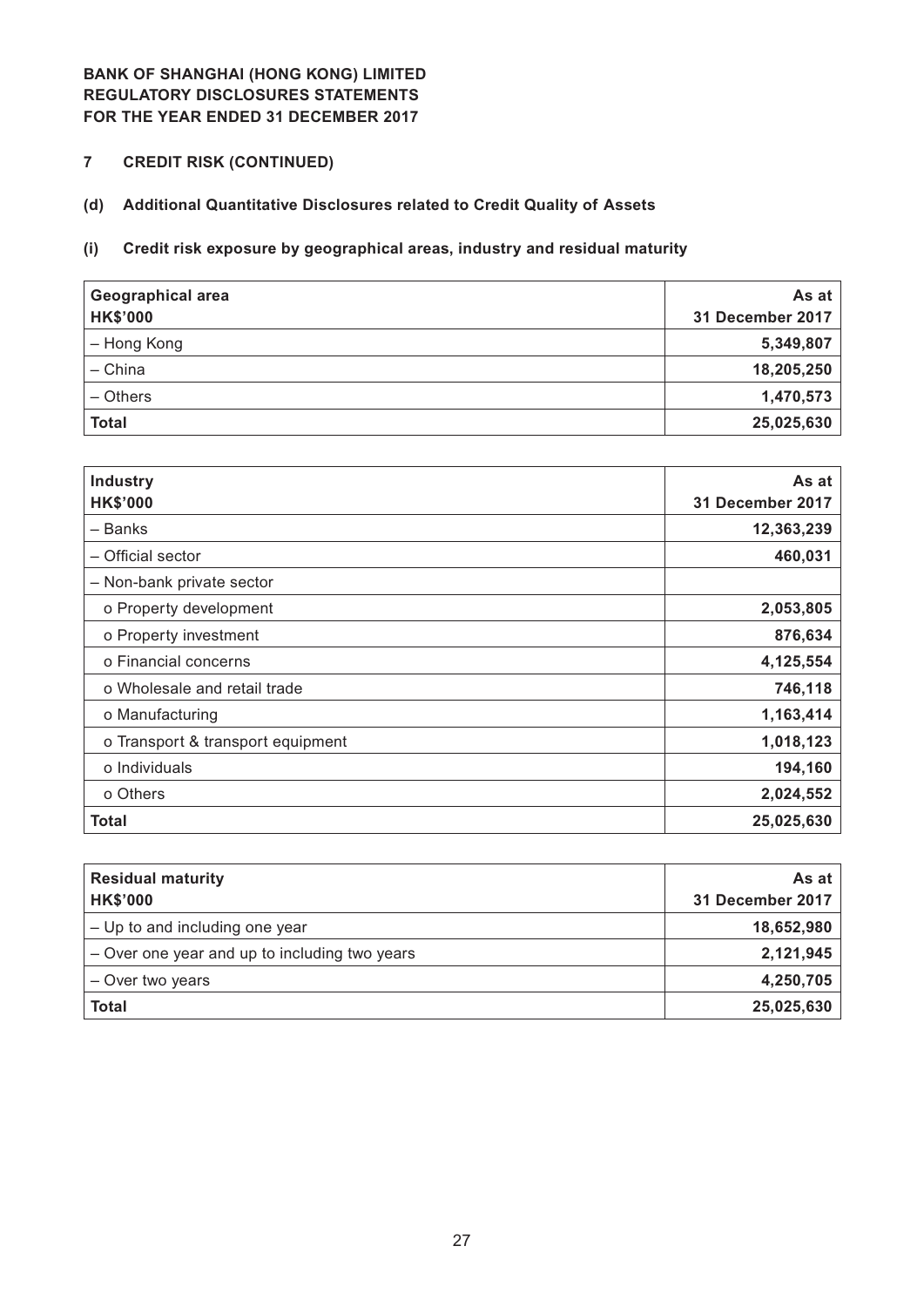BANK OF SHANGHAI (HONG KONG) LIMITED
REGULATORY DISCLOSURES STATEMENTS
FOR THE YEAR ENDED 31 DECEMBER 2017

## 7 CREDIT RISK (CONTINUED)

### (d) Additional Quantitative Disclosures related to Credit Quality of Assets

#### (i) Credit risk exposure by geographical areas, industry and residual maturity

| Geographical area<br>HK$'000 | As at<br>31 December 2017 |
|---|---|
| – Hong Kong | 5,349,807 |
| – China | 18,205,250 |
| – Others | 1,470,573 |
| **Total** | **25,025,630** |

| Industry<br>HK$'000 | As at<br>31 December 2017 |
|---|---|
| – Banks | 12,363,239 |
| – Official sector | 460,031 |
| – Non-bank private sector | |
| o Property development | 2,053,805 |
| o Property investment | 876,634 |
| o Financial concerns | 4,125,554 |
| o Wholesale and retail trade | 746,118 |
| o Manufacturing | 1,163,414 |
| o Transport & transport equipment | 1,018,123 |
| o Individuals | 194,160 |
| o Others | 2,024,552 |
| **Total** | **25,025,630** |

| Residual maturity<br>HK$'000 | As at<br>31 December 2017 |
|---|---|
| – Up to and including one year | 18,652,980 |
| – Over one year and up to including two years | 2,121,945 |
| – Over two years | 4,250,705 |
| **Total** | **25,025,630** |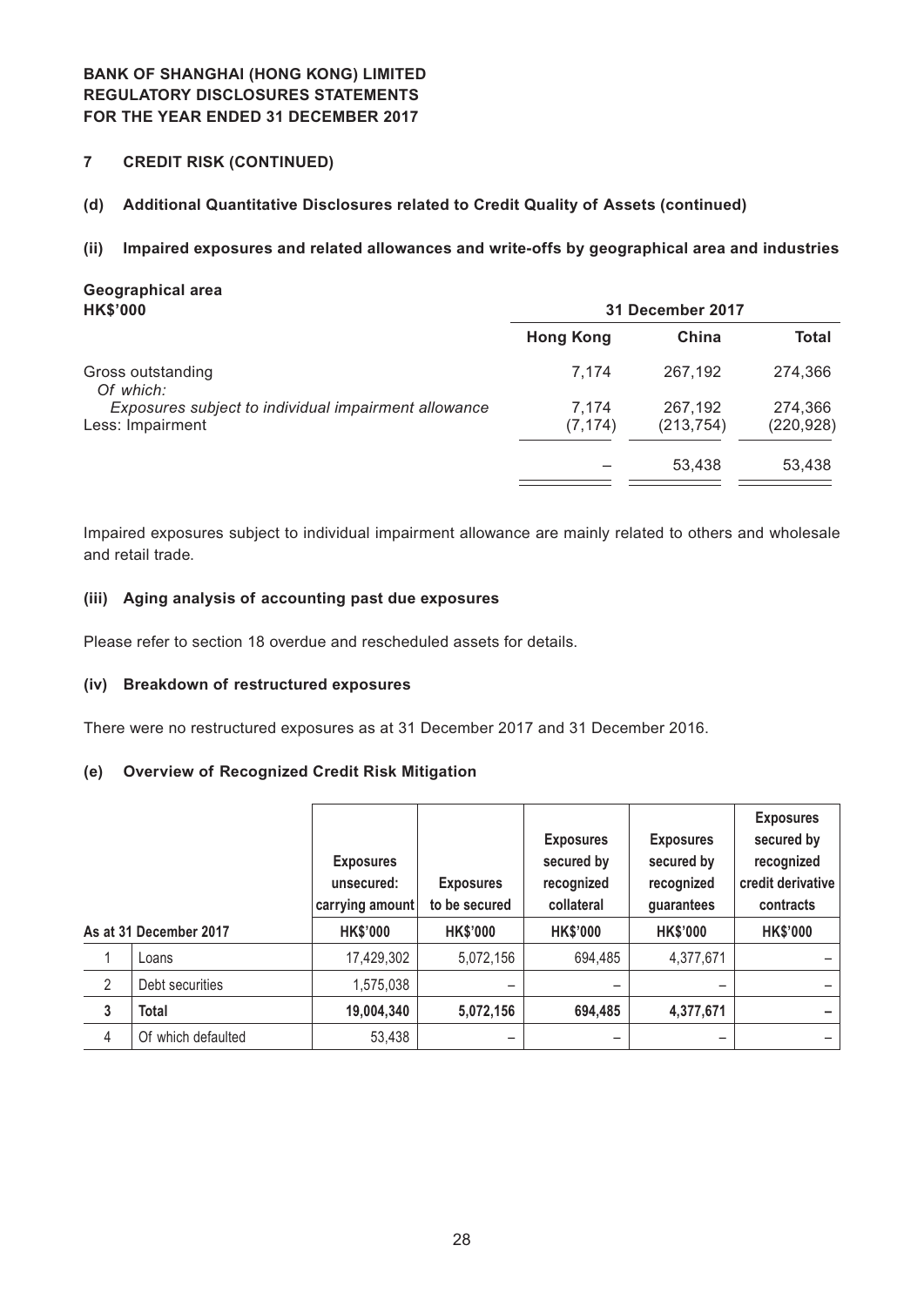**BANK OF SHANGHAI (HONG KONG) LIMITED**
**REGULATORY DISCLOSURES STATEMENTS**
**FOR THE YEAR ENDED 31 DECEMBER 2017**

## 7 CREDIT RISK (CONTINUED)

### (d) Additional Quantitative Disclosures related to Credit Quality of Assets (continued)

#### (ii) Impaired exposures and related allowances and write-offs by geographical area and industries

**Geographical area**

| **HK$'000** | **31 December 2017** | | |
|---|---|---|---|
| | **Hong Kong** | **China** | **Total** |
| Gross outstanding | 7,174 | 267,192 | 274,366 |
| *Of which:* | | | |
| *Exposures subject to individual impairment allowance* | 7,174 | 267,192 | 274,366 |
| Less: Impairment | (7,174) | (213,754) | (220,928) |
| | – | 53,438 | 53,438 |

Impaired exposures subject to individual impairment allowance are mainly related to others and wholesale and retail trade.

#### (iii) Aging analysis of accounting past due exposures

Please refer to section 18 overdue and rescheduled assets for details.

#### (iv) Breakdown of restructured exposures

There were no restructured exposures as at 31 December 2017 and 31 December 2016.

### (e) Overview of Recognized Credit Risk Mitigation

| | As at 31 December 2017 | Exposures unsecured: carrying amount | Exposures to be secured | Exposures secured by recognized collateral | Exposures secured by recognized guarantees | Exposures secured by recognized credit derivative contracts |
|---|---|---|---|---|---|---|
| | | **HK$'000** | **HK$'000** | **HK$'000** | **HK$'000** | **HK$'000** |
| 1 | Loans | 17,429,302 | 5,072,156 | 694,485 | 4,377,671 | – |
| 2 | Debt securities | 1,575,038 | – | – | – | – |
| **3** | **Total** | **19,004,340** | **5,072,156** | **694,485** | **4,377,671** | **–** |
| 4 | Of which defaulted | 53,438 | – | – | – | – |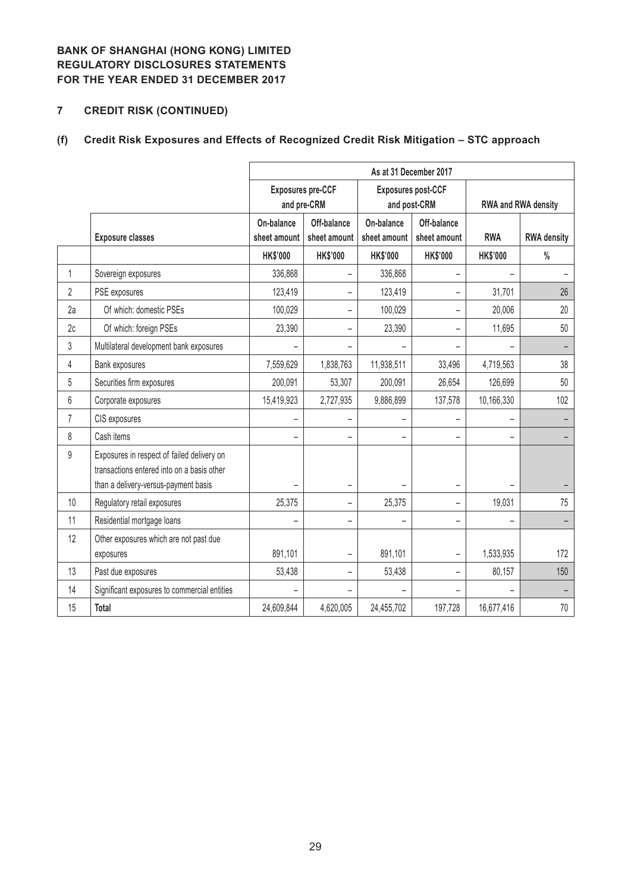**BANK OF SHANGHAI (HONG KONG) LIMITED**
**REGULATORY DISCLOSURES STATEMENTS**
**FOR THE YEAR ENDED 31 DECEMBER 2017**

## 7 CREDIT RISK (CONTINUED)

### (f) Credit Risk Exposures and Effects of Recognized Credit Risk Mitigation – STC approach

| | | As at 31 December 2017 | | | | | |
|---|---|---|---|---|---|---|---|
| | | Exposures pre-CCF and pre-CRM | | Exposures post-CCF and post-CRM | | RWA and RWA density | |
| | Exposure classes | On-balance sheet amount | Off-balance sheet amount | On-balance sheet amount | Off-balance sheet amount | RWA | RWA density |
| | | HK$'000 | HK$'000 | HK$'000 | HK$'000 | HK$'000 | % |
| 1 | Sovereign exposures | 336,868 | – | 336,868 | – | – | – |
| 2 | PSE exposures | 123,419 | – | 123,419 | – | 31,701 | 26 |
| 2a | Of which: domestic PSEs | 100,029 | – | 100,029 | – | 20,006 | 20 |
| 2c | Of which: foreign PSEs | 23,390 | – | 23,390 | – | 11,695 | 50 |
| 3 | Multilateral development bank exposures | – | – | – | – | – | – |
| 4 | Bank exposures | 7,559,629 | 1,838,763 | 11,938,511 | 33,496 | 4,719,563 | 38 |
| 5 | Securities firm exposures | 200,091 | 53,307 | 200,091 | 26,654 | 126,699 | 50 |
| 6 | Corporate exposures | 15,419,923 | 2,727,935 | 9,886,899 | 137,578 | 10,166,330 | 102 |
| 7 | CIS exposures | – | – | – | – | – | – |
| 8 | Cash items | – | – | – | – | – | – |
| 9 | Exposures in respect of failed delivery on transactions entered into on a basis other than a delivery-versus-payment basis | – | – | – | – | – | – |
| 10 | Regulatory retail exposures | 25,375 | – | 25,375 | – | 19,031 | 75 |
| 11 | Residential mortgage loans | – | – | – | – | – | – |
| 12 | Other exposures which are not past due exposures | 891,101 | – | 891,101 | – | 1,533,935 | 172 |
| 13 | Past due exposures | 53,438 | – | 53,438 | – | 80,157 | 150 |
| 14 | Significant exposures to commercial entities | – | – | – | – | – | – |
| 15 | **Total** | 24,609,844 | 4,620,005 | 24,455,702 | 197,728 | 16,677,416 | 70 |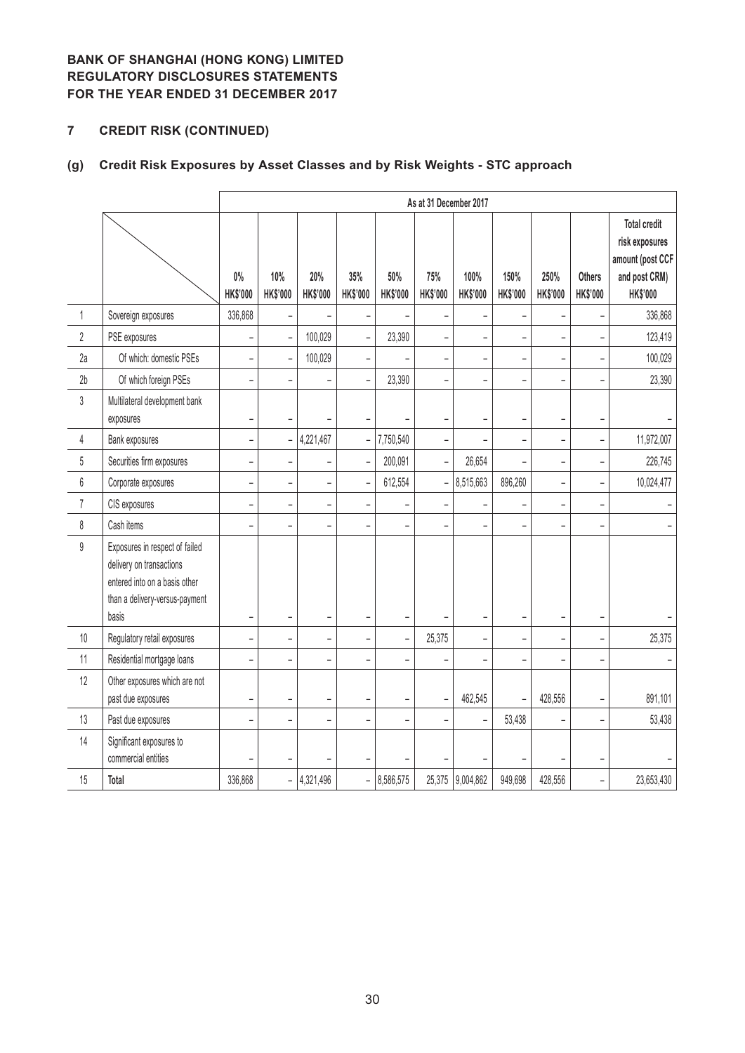**BANK OF SHANGHAI (HONG KONG) LIMITED**
**REGULATORY DISCLOSURES STATEMENTS**
**FOR THE YEAR ENDED 31 DECEMBER 2017**

## 7 CREDIT RISK (CONTINUED)

### (g) Credit Risk Exposures by Asset Classes and by Risk Weights - STC approach

| | | As at 31 December 2017 | | | | | | | | | | |
|---|---|---|---|---|---|---|---|---|---|---|---|---|
| | | 0% HK$'000 | 10% HK$'000 | 20% HK$'000 | 35% HK$'000 | 50% HK$'000 | 75% HK$'000 | 100% HK$'000 | 150% HK$'000 | 250% HK$'000 | Others HK$'000 | Total credit risk exposures amount (post CCF and post CRM) HK$'000 |
| 1 | Sovereign exposures | 336,868 | – | – | – | – | – | – | – | – | – | 336,868 |
| 2 | PSE exposures | – | – | 100,029 | – | 23,390 | – | – | – | – | – | 123,419 |
| 2a | Of which: domestic PSEs | – | – | 100,029 | – | – | – | – | – | – | – | 100,029 |
| 2b | Of which foreign PSEs | – | – | – | – | 23,390 | – | – | – | – | – | 23,390 |
| 3 | Multilateral development bank exposures | – | – | – | – | – | – | – | – | – | – | – |
| 4 | Bank exposures | – | – | 4,221,467 | – | 7,750,540 | – | – | – | – | – | 11,972,007 |
| 5 | Securities firm exposures | – | – | – | – | 200,091 | – | 26,654 | – | – | – | 226,745 |
| 6 | Corporate exposures | – | – | – | – | 612,554 | – | 8,515,663 | 896,260 | – | – | 10,024,477 |
| 7 | CIS exposures | – | – | – | – | – | – | – | – | – | – | – |
| 8 | Cash items | – | – | – | – | – | – | – | – | – | – | – |
| 9 | Exposures in respect of failed delivery on transactions entered into on a basis other than a delivery-versus-payment basis | – | – | – | – | – | – | – | – | – | – | – |
| 10 | Regulatory retail exposures | – | – | – | – | – | 25,375 | – | – | – | – | 25,375 |
| 11 | Residential mortgage loans | – | – | – | – | – | – | – | – | – | – | – |
| 12 | Other exposures which are not past due exposures | – | – | – | – | – | – | 462,545 | – | 428,556 | – | 891,101 |
| 13 | Past due exposures | – | – | – | – | – | – | – | 53,438 | – | – | 53,438 |
| 14 | Significant exposures to commercial entities | – | – | – | – | – | – | – | – | – | – | – |
| 15 | **Total** | 336,868 | – | 4,321,496 | – | 8,586,575 | 25,375 | 9,004,862 | 949,698 | 428,556 | – | 23,653,430 |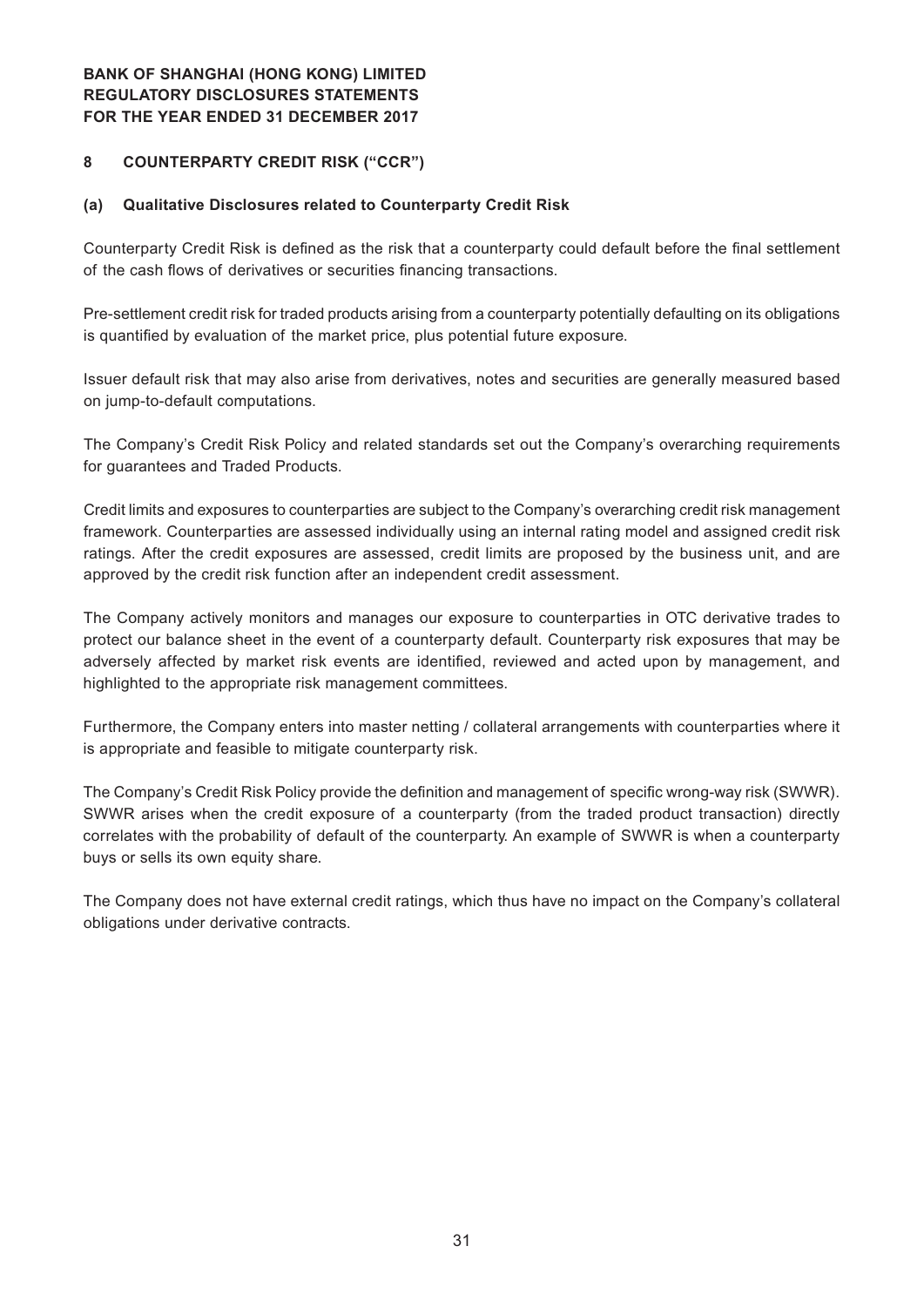## 8 COUNTERPARTY CREDIT RISK ("CCR")

### (a) Qualitative Disclosures related to Counterparty Credit Risk

Counterparty Credit Risk is defined as the risk that a counterparty could default before the final settlement of the cash flows of derivatives or securities financing transactions.

Pre-settlement credit risk for traded products arising from a counterparty potentially defaulting on its obligations is quantified by evaluation of the market price, plus potential future exposure.

Issuer default risk that may also arise from derivatives, notes and securities are generally measured based on jump-to-default computations.

The Company's Credit Risk Policy and related standards set out the Company's overarching requirements for guarantees and Traded Products.

Credit limits and exposures to counterparties are subject to the Company's overarching credit risk management framework. Counterparties are assessed individually using an internal rating model and assigned credit risk ratings. After the credit exposures are assessed, credit limits are proposed by the business unit, and are approved by the credit risk function after an independent credit assessment.

The Company actively monitors and manages our exposure to counterparties in OTC derivative trades to protect our balance sheet in the event of a counterparty default. Counterparty risk exposures that may be adversely affected by market risk events are identified, reviewed and acted upon by management, and highlighted to the appropriate risk management committees.

Furthermore, the Company enters into master netting / collateral arrangements with counterparties where it is appropriate and feasible to mitigate counterparty risk.

The Company's Credit Risk Policy provide the definition and management of specific wrong-way risk (SWWR). SWWR arises when the credit exposure of a counterparty (from the traded product transaction) directly correlates with the probability of default of the counterparty. An example of SWWR is when a counterparty buys or sells its own equity share.

The Company does not have external credit ratings, which thus have no impact on the Company's collateral obligations under derivative contracts.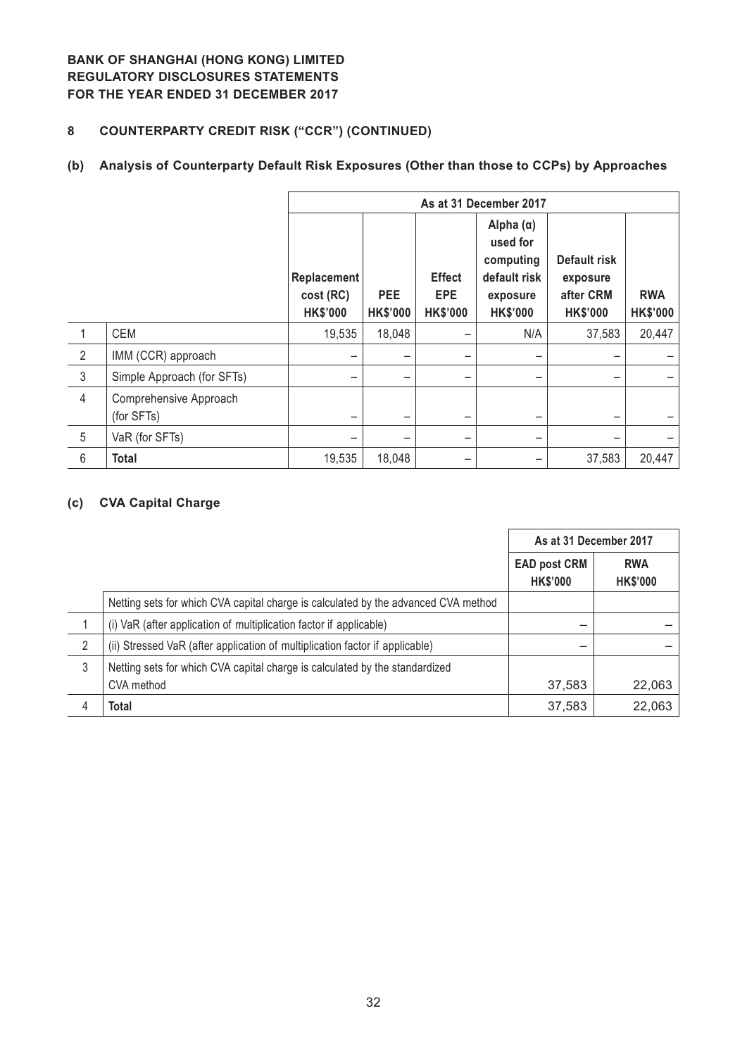**BANK OF SHANGHAI (HONG KONG) LIMITED**
**REGULATORY DISCLOSURES STATEMENTS**
**FOR THE YEAR ENDED 31 DECEMBER 2017**

## 8 COUNTERPARTY CREDIT RISK ("CCR") (CONTINUED)

### (b) Analysis of Counterparty Default Risk Exposures (Other than those to CCPs) by Approaches

| | | As at 31 December 2017 | | | | | |
|---|---|---|---|---|---|---|---|
| | | Replacement cost (RC) HK$'000 | PEE HK$'000 | Effect EPE HK$'000 | Alpha (α) used for computing default risk exposure HK$'000 | Default risk exposure after CRM HK$'000 | RWA HK$'000 |
| 1 | CEM | 19,535 | 18,048 | – | N/A | 37,583 | 20,447 |
| 2 | IMM (CCR) approach | – | – | – | – | – | – |
| 3 | Simple Approach (for SFTs) | – | – | – | – | – | – |
| 4 | Comprehensive Approach (for SFTs) | – | – | – | – | – | – |
| 5 | VaR (for SFTs) | – | – | – | – | – | – |
| 6 | **Total** | 19,535 | 18,048 | – | – | 37,583 | 20,447 |

### (c) CVA Capital Charge

| | | As at 31 December 2017 | |
|---|---|---|---|
| | | EAD post CRM HK$'000 | RWA HK$'000 |
| | Netting sets for which CVA capital charge is calculated by the advanced CVA method | | |
| 1 | (i) VaR (after application of multiplication factor if applicable) | – | – |
| 2 | (ii) Stressed VaR (after application of multiplication factor if applicable) | – | – |
| 3 | Netting sets for which CVA capital charge is calculated by the standardized CVA method | 37,583 | 22,063 |
| 4 | **Total** | 37,583 | 22,063 |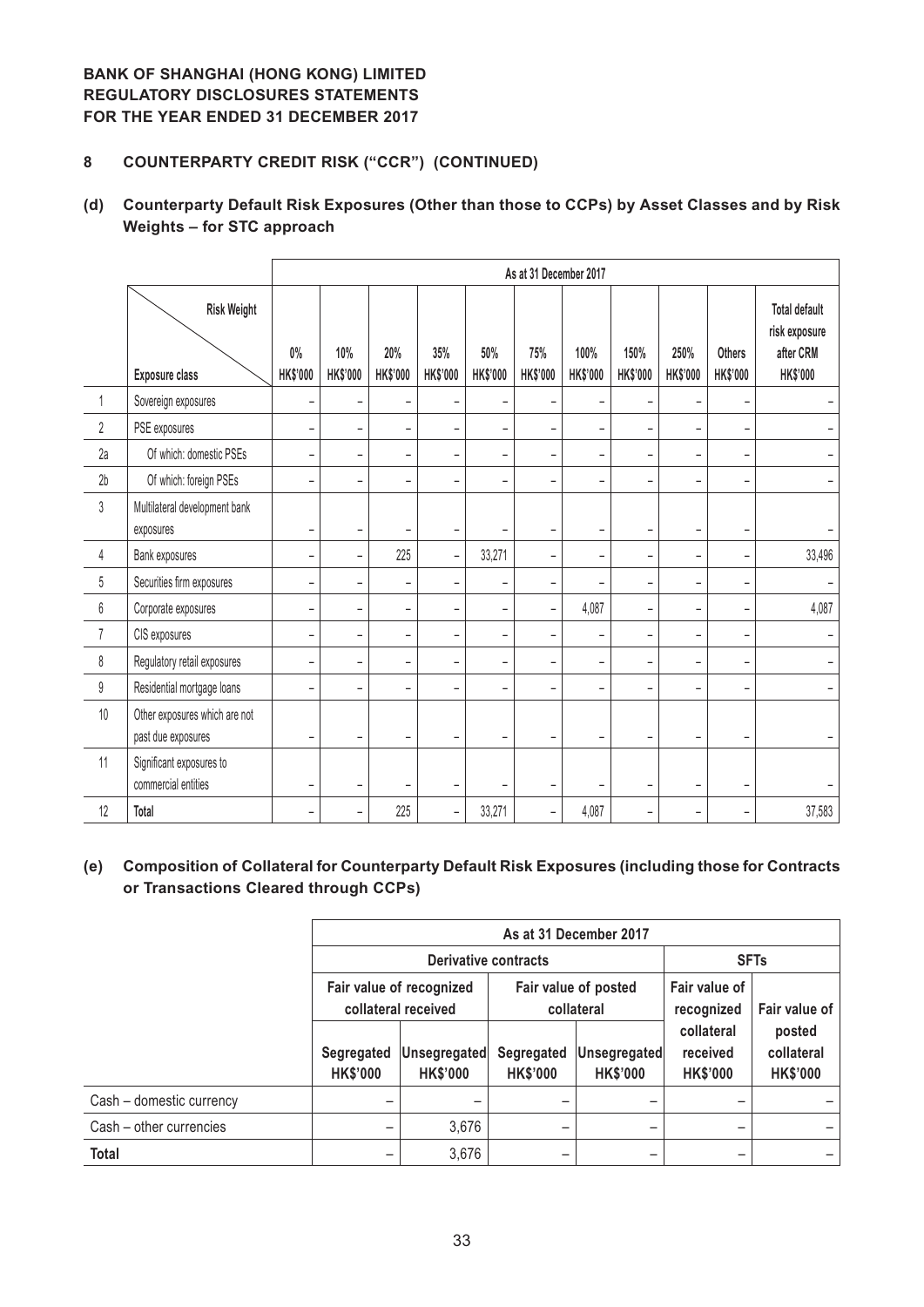**BANK OF SHANGHAI (HONG KONG) LIMITED**
**REGULATORY DISCLOSURES STATEMENTS**
**FOR THE YEAR ENDED 31 DECEMBER 2017**

## 8 COUNTERPARTY CREDIT RISK ("CCR") (CONTINUED)

### (d) Counterparty Default Risk Exposures (Other than those to CCPs) by Asset Classes and by Risk Weights – for STC approach

| | | As at 31 December 2017 | | | | | | | | | | |
|---|---|---|---|---|---|---|---|---|---|---|---|---|
| | Exposure class \ Risk Weight | 0% HK$'000 | 10% HK$'000 | 20% HK$'000 | 35% HK$'000 | 50% HK$'000 | 75% HK$'000 | 100% HK$'000 | 150% HK$'000 | 250% HK$'000 | Others HK$'000 | Total default risk exposure after CRM HK$'000 |
| 1 | Sovereign exposures | – | – | – | – | – | – | – | – | – | – | – |
| 2 | PSE exposures | – | – | – | – | – | – | – | – | – | – | – |
| 2a | Of which: domestic PSEs | – | – | – | – | – | – | – | – | – | – | – |
| 2b | Of which: foreign PSEs | – | – | – | – | – | – | – | – | – | – | – |
| 3 | Multilateral development bank exposures | – | – | – | – | – | – | – | – | – | – | – |
| 4 | Bank exposures | – | – | 225 | – | 33,271 | – | – | – | – | – | 33,496 |
| 5 | Securities firm exposures | – | – | – | – | – | – | – | – | – | – | – |
| 6 | Corporate exposures | – | – | – | – | – | – | 4,087 | – | – | – | 4,087 |
| 7 | CIS exposures | – | – | – | – | – | – | – | – | – | – | – |
| 8 | Regulatory retail exposures | – | – | – | – | – | – | – | – | – | – | – |
| 9 | Residential mortgage loans | – | – | – | – | – | – | – | – | – | – | – |
| 10 | Other exposures which are not past due exposures | – | – | – | – | – | – | – | – | – | – | – |
| 11 | Significant exposures to commercial entities | – | – | – | – | – | – | – | – | – | – | – |
| 12 | **Total** | – | – | 225 | – | 33,271 | – | 4,087 | – | – | – | 37,583 |

### (e) Composition of Collateral for Counterparty Default Risk Exposures (including those for Contracts or Transactions Cleared through CCPs)

| | As at 31 December 2017 | | | | | |
|---|---|---|---|---|---|---|
| | **Derivative contracts** | | | | **SFTs** | |
| | **Fair value of recognized collateral received** | | **Fair value of posted collateral** | | **Fair value of recognized collateral received** | **Fair value of posted collateral** |
| | **Segregated HK$'000** | **Unsegregated HK$'000** | **Segregated HK$'000** | **Unsegregated HK$'000** | **HK$'000** | **HK$'000** |
| Cash – domestic currency | – | – | – | – | – | – |
| Cash – other currencies | – | 3,676 | – | – | – | – |
| **Total** | – | 3,676 | – | – | – | – |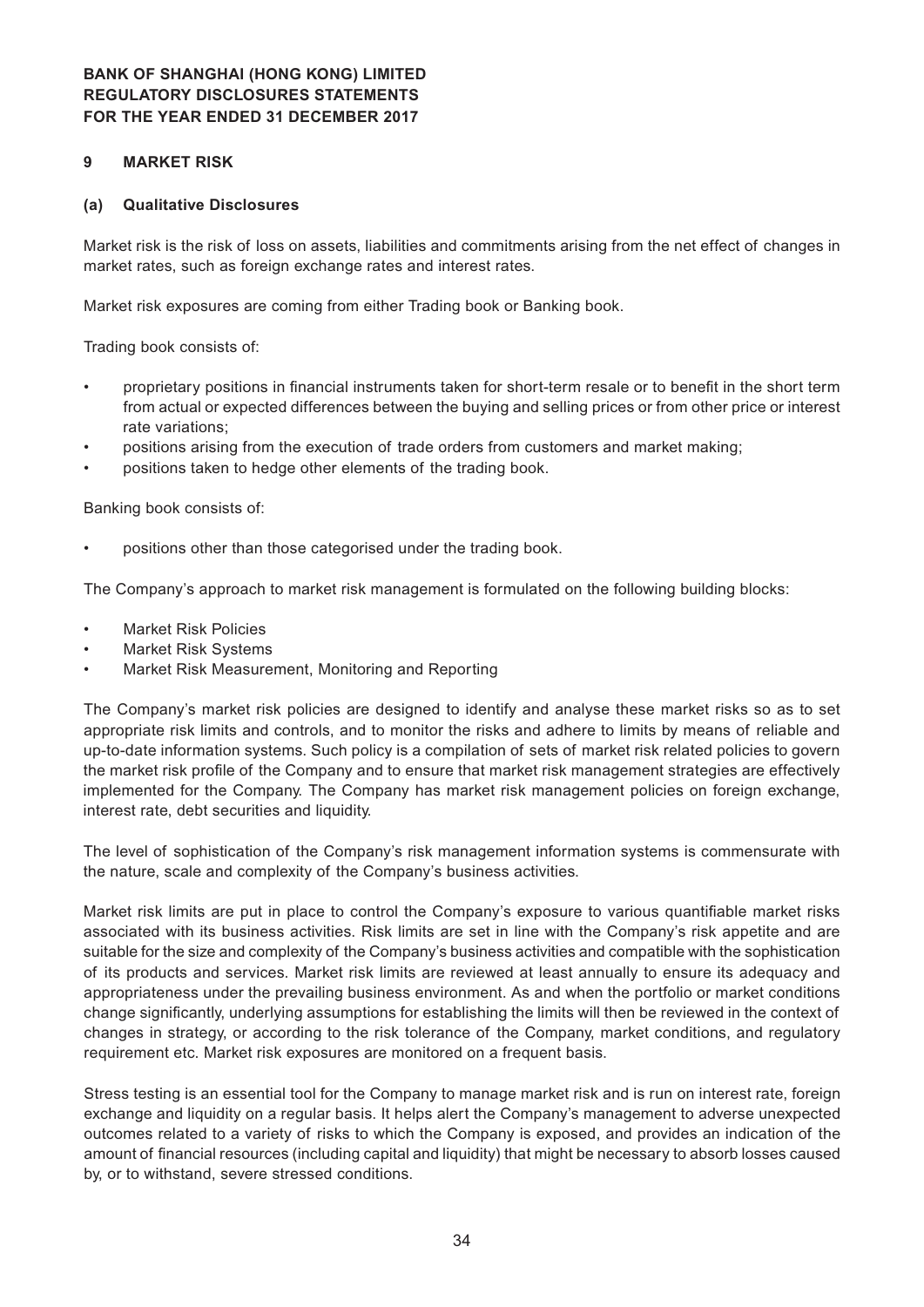## 9 MARKET RISK

### (a) Qualitative Disclosures

Market risk is the risk of loss on assets, liabilities and commitments arising from the net effect of changes in market rates, such as foreign exchange rates and interest rates.

Market risk exposures are coming from either Trading book or Banking book.

Trading book consists of:

- proprietary positions in financial instruments taken for short-term resale or to benefit in the short term from actual or expected differences between the buying and selling prices or from other price or interest rate variations;
- positions arising from the execution of trade orders from customers and market making;
- positions taken to hedge other elements of the trading book.

Banking book consists of:

- positions other than those categorised under the trading book.

The Company's approach to market risk management is formulated on the following building blocks:

- Market Risk Policies
- Market Risk Systems
- Market Risk Measurement, Monitoring and Reporting

The Company's market risk policies are designed to identify and analyse these market risks so as to set appropriate risk limits and controls, and to monitor the risks and adhere to limits by means of reliable and up-to-date information systems. Such policy is a compilation of sets of market risk related policies to govern the market risk profile of the Company and to ensure that market risk management strategies are effectively implemented for the Company. The Company has market risk management policies on foreign exchange, interest rate, debt securities and liquidity.

The level of sophistication of the Company's risk management information systems is commensurate with the nature, scale and complexity of the Company's business activities.

Market risk limits are put in place to control the Company's exposure to various quantifiable market risks associated with its business activities. Risk limits are set in line with the Company's risk appetite and are suitable for the size and complexity of the Company's business activities and compatible with the sophistication of its products and services. Market risk limits are reviewed at least annually to ensure its adequacy and appropriateness under the prevailing business environment. As and when the portfolio or market conditions change significantly, underlying assumptions for establishing the limits will then be reviewed in the context of changes in strategy, or according to the risk tolerance of the Company, market conditions, and regulatory requirement etc. Market risk exposures are monitored on a frequent basis.

Stress testing is an essential tool for the Company to manage market risk and is run on interest rate, foreign exchange and liquidity on a regular basis. It helps alert the Company's management to adverse unexpected outcomes related to a variety of risks to which the Company is exposed, and provides an indication of the amount of financial resources (including capital and liquidity) that might be necessary to absorb losses caused by, or to withstand, severe stressed conditions.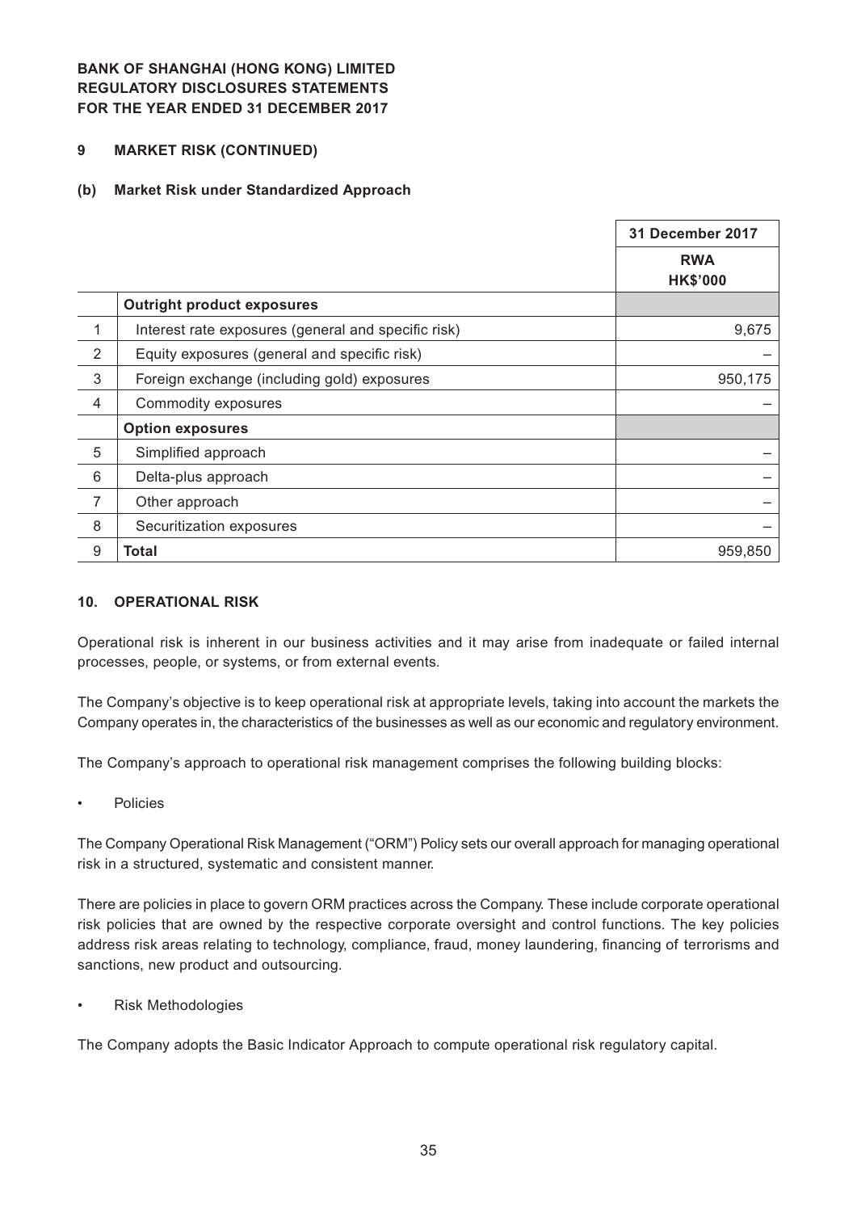## 9 MARKET RISK (CONTINUED)

### (b) Market Risk under Standardized Approach

| | | 31 December 2017 |
|---|---|---|
| | | RWA HK$'000 |
| | **Outright product exposures** | |
| 1 | Interest rate exposures (general and specific risk) | 9,675 |
| 2 | Equity exposures (general and specific risk) | – |
| 3 | Foreign exchange (including gold) exposures | 950,175 |
| 4 | Commodity exposures | – |
| | **Option exposures** | |
| 5 | Simplified approach | – |
| 6 | Delta-plus approach | – |
| 7 | Other approach | – |
| 8 | Securitization exposures | – |
| 9 | **Total** | 959,850 |

## 10. OPERATIONAL RISK

Operational risk is inherent in our business activities and it may arise from inadequate or failed internal processes, people, or systems, or from external events.

The Company's objective is to keep operational risk at appropriate levels, taking into account the markets the Company operates in, the characteristics of the businesses as well as our economic and regulatory environment.

The Company's approach to operational risk management comprises the following building blocks:

- Policies

The Company Operational Risk Management ("ORM") Policy sets our overall approach for managing operational risk in a structured, systematic and consistent manner.

There are policies in place to govern ORM practices across the Company. These include corporate operational risk policies that are owned by the respective corporate oversight and control functions. The key policies address risk areas relating to technology, compliance, fraud, money laundering, financing of terrorisms and sanctions, new product and outsourcing.

- Risk Methodologies

The Company adopts the Basic Indicator Approach to compute operational risk regulatory capital.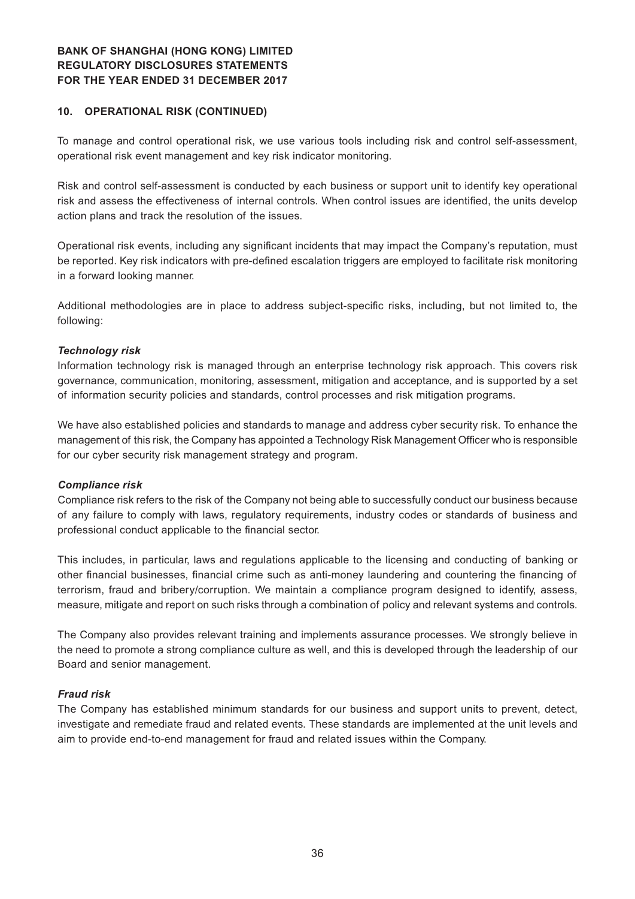## 10. OPERATIONAL RISK (CONTINUED)

To manage and control operational risk, we use various tools including risk and control self-assessment, operational risk event management and key risk indicator monitoring.

Risk and control self-assessment is conducted by each business or support unit to identify key operational risk and assess the effectiveness of internal controls. When control issues are identified, the units develop action plans and track the resolution of the issues.

Operational risk events, including any significant incidents that may impact the Company's reputation, must be reported. Key risk indicators with pre-defined escalation triggers are employed to facilitate risk monitoring in a forward looking manner.

Additional methodologies are in place to address subject-specific risks, including, but not limited to, the following:

***Technology risk***

Information technology risk is managed through an enterprise technology risk approach. This covers risk governance, communication, monitoring, assessment, mitigation and acceptance, and is supported by a set of information security policies and standards, control processes and risk mitigation programs.

We have also established policies and standards to manage and address cyber security risk. To enhance the management of this risk, the Company has appointed a Technology Risk Management Officer who is responsible for our cyber security risk management strategy and program.

***Compliance risk***

Compliance risk refers to the risk of the Company not being able to successfully conduct our business because of any failure to comply with laws, regulatory requirements, industry codes or standards of business and professional conduct applicable to the financial sector.

This includes, in particular, laws and regulations applicable to the licensing and conducting of banking or other financial businesses, financial crime such as anti-money laundering and countering the financing of terrorism, fraud and bribery/corruption. We maintain a compliance program designed to identify, assess, measure, mitigate and report on such risks through a combination of policy and relevant systems and controls.

The Company also provides relevant training and implements assurance processes. We strongly believe in the need to promote a strong compliance culture as well, and this is developed through the leadership of our Board and senior management.

***Fraud risk***

The Company has established minimum standards for our business and support units to prevent, detect, investigate and remediate fraud and related events. These standards are implemented at the unit levels and aim to provide end-to-end management for fraud and related issues within the Company.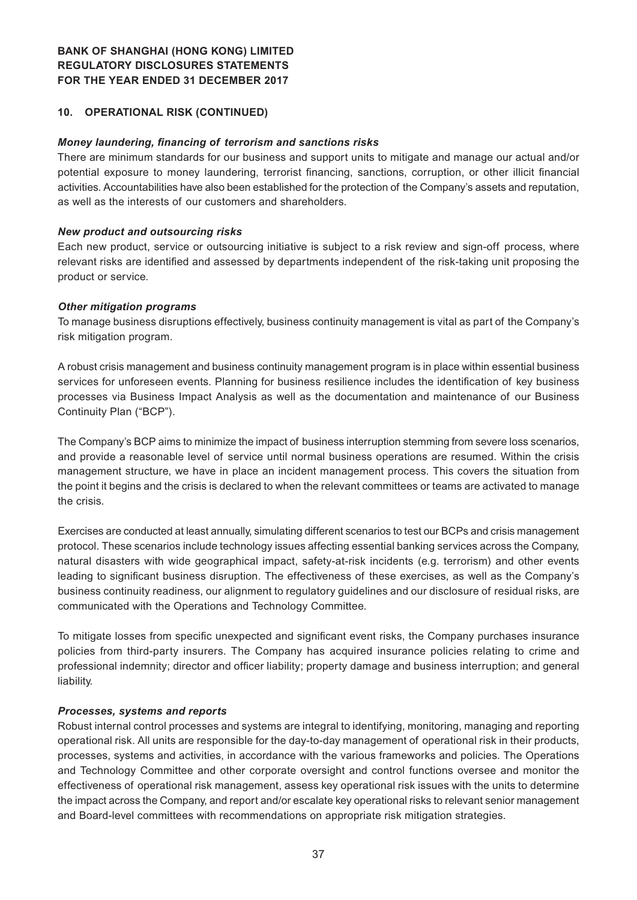## 10. OPERATIONAL RISK (CONTINUED)

***Money laundering, financing of terrorism and sanctions risks***

There are minimum standards for our business and support units to mitigate and manage our actual and/or potential exposure to money laundering, terrorist financing, sanctions, corruption, or other illicit financial activities. Accountabilities have also been established for the protection of the Company's assets and reputation, as well as the interests of our customers and shareholders.

***New product and outsourcing risks***

Each new product, service or outsourcing initiative is subject to a risk review and sign-off process, where relevant risks are identified and assessed by departments independent of the risk-taking unit proposing the product or service.

***Other mitigation programs***

To manage business disruptions effectively, business continuity management is vital as part of the Company's risk mitigation program.

A robust crisis management and business continuity management program is in place within essential business services for unforeseen events. Planning for business resilience includes the identification of key business processes via Business Impact Analysis as well as the documentation and maintenance of our Business Continuity Plan ("BCP").

The Company's BCP aims to minimize the impact of business interruption stemming from severe loss scenarios, and provide a reasonable level of service until normal business operations are resumed. Within the crisis management structure, we have in place an incident management process. This covers the situation from the point it begins and the crisis is declared to when the relevant committees or teams are activated to manage the crisis.

Exercises are conducted at least annually, simulating different scenarios to test our BCPs and crisis management protocol. These scenarios include technology issues affecting essential banking services across the Company, natural disasters with wide geographical impact, safety-at-risk incidents (e.g. terrorism) and other events leading to significant business disruption. The effectiveness of these exercises, as well as the Company's business continuity readiness, our alignment to regulatory guidelines and our disclosure of residual risks, are communicated with the Operations and Technology Committee.

To mitigate losses from specific unexpected and significant event risks, the Company purchases insurance policies from third-party insurers. The Company has acquired insurance policies relating to crime and professional indemnity; director and officer liability; property damage and business interruption; and general liability.

***Processes, systems and reports***

Robust internal control processes and systems are integral to identifying, monitoring, managing and reporting operational risk. All units are responsible for the day-to-day management of operational risk in their products, processes, systems and activities, in accordance with the various frameworks and policies. The Operations and Technology Committee and other corporate oversight and control functions oversee and monitor the effectiveness of operational risk management, assess key operational risk issues with the units to determine the impact across the Company, and report and/or escalate key operational risks to relevant senior management and Board-level committees with recommendations on appropriate risk mitigation strategies.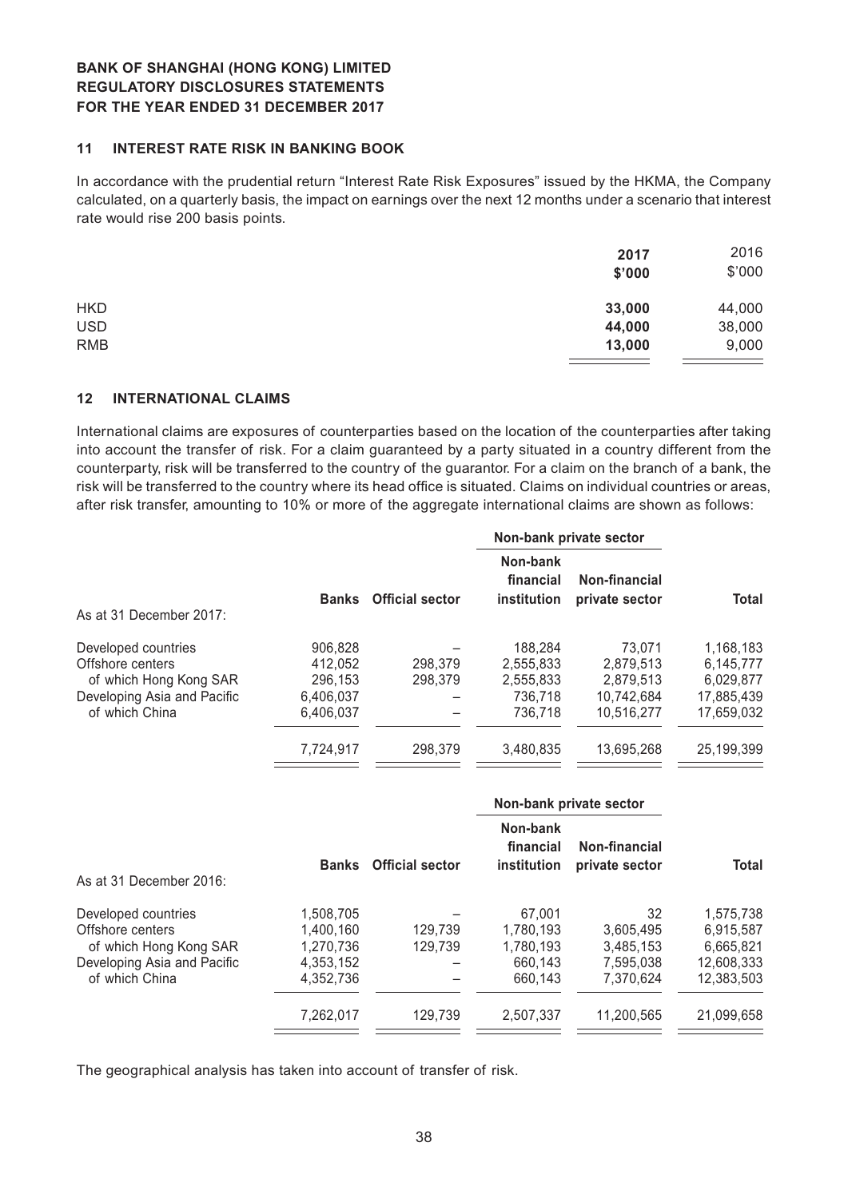## 11 INTEREST RATE RISK IN BANKING BOOK

In accordance with the prudential return "Interest Rate Risk Exposures" issued by the HKMA, the Company calculated, on a quarterly basis, the impact on earnings over the next 12 months under a scenario that interest rate would rise 200 basis points.

| | **2017** | 2016 |
|---|---|---|
| | **\$'000** | \$'000 |
| HKD | **33,000** | 44,000 |
| USD | **44,000** | 38,000 |
| RMB | **13,000** | 9,000 |

## 12 INTERNATIONAL CLAIMS

International claims are exposures of counterparties based on the location of the counterparties after taking into account the transfer of risk. For a claim guaranteed by a party situated in a country different from the counterparty, risk will be transferred to the country of the guarantor. For a claim on the branch of a bank, the risk will be transferred to the country where its head office is situated. Claims on individual countries or areas, after risk transfer, amounting to 10% or more of the aggregate international claims are shown as follows:

| | | | **Non-bank private sector** | | |
|---|---|---|---|---|---|
| As at 31 December 2017: | **Banks** | **Official sector** | **Non-bank financial institution** | **Non-financial private sector** | **Total** |
| Developed countries | 906,828 | – | 188,284 | 73,071 | 1,168,183 |
| Offshore centers | 412,052 | 298,379 | 2,555,833 | 2,879,513 | 6,145,777 |
| of which Hong Kong SAR | 296,153 | 298,379 | 2,555,833 | 2,879,513 | 6,029,877 |
| Developing Asia and Pacific | 6,406,037 | – | 736,718 | 10,742,684 | 17,885,439 |
| of which China | 6,406,037 | – | 736,718 | 10,516,277 | 17,659,032 |
| | 7,724,917 | 298,379 | 3,480,835 | 13,695,268 | 25,199,399 |

| | | | **Non-bank private sector** | | |
|---|---|---|---|---|---|
| As at 31 December 2016: | **Banks** | **Official sector** | **Non-bank financial institution** | **Non-financial private sector** | **Total** |
| Developed countries | 1,508,705 | – | 67,001 | 32 | 1,575,738 |
| Offshore centers | 1,400,160 | 129,739 | 1,780,193 | 3,605,495 | 6,915,587 |
| of which Hong Kong SAR | 1,270,736 | 129,739 | 1,780,193 | 3,485,153 | 6,665,821 |
| Developing Asia and Pacific | 4,353,152 | – | 660,143 | 7,595,038 | 12,608,333 |
| of which China | 4,352,736 | – | 660,143 | 7,370,624 | 12,383,503 |
| | 7,262,017 | 129,739 | 2,507,337 | 11,200,565 | 21,099,658 |

The geographical analysis has taken into account of transfer of risk.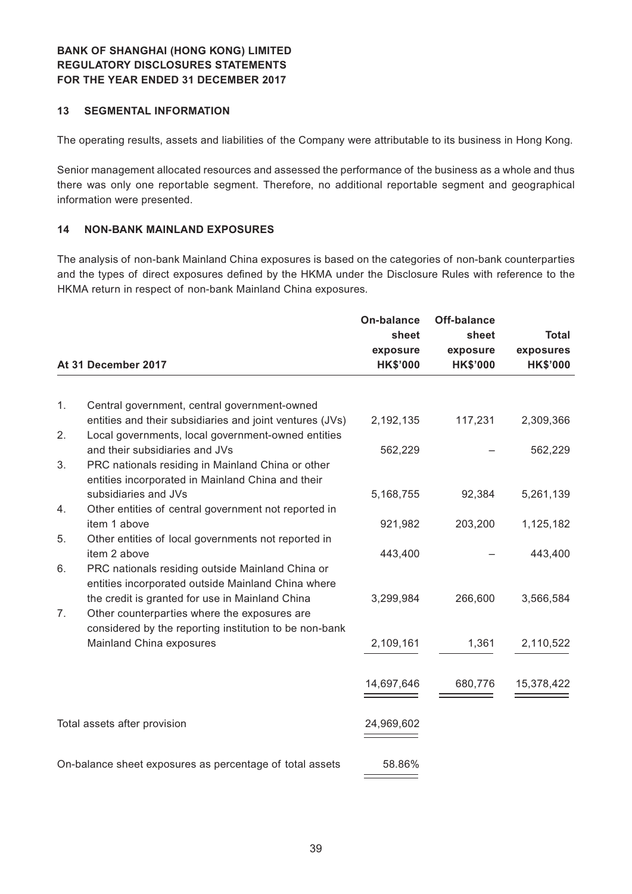**BANK OF SHANGHAI (HONG KONG) LIMITED**
**REGULATORY DISCLOSURES STATEMENTS**
**FOR THE YEAR ENDED 31 DECEMBER 2017**

## 13 SEGMENTAL INFORMATION

The operating results, assets and liabilities of the Company were attributable to its business in Hong Kong.

Senior management allocated resources and assessed the performance of the business as a whole and thus there was only one reportable segment. Therefore, no additional reportable segment and geographical information were presented.

## 14 NON-BANK MAINLAND EXPOSURES

The analysis of non-bank Mainland China exposures is based on the categories of non-bank counterparties and the types of direct exposures defined by the HKMA under the Disclosure Rules with reference to the HKMA return in respect of non-bank Mainland China exposures.

| At 31 December 2017 | On-balance sheet exposure HK$'000 | Off-balance sheet exposure HK$'000 | Total exposures HK$'000 |
|---|---|---|---|
| 1. Central government, central government-owned entities and their subsidiaries and joint ventures (JVs) | 2,192,135 | 117,231 | 2,309,366 |
| 2. Local governments, local government-owned entities and their subsidiaries and JVs | 562,229 | – | 562,229 |
| 3. PRC nationals residing in Mainland China or other entities incorporated in Mainland China and their subsidiaries and JVs | 5,168,755 | 92,384 | 5,261,139 |
| 4. Other entities of central government not reported in item 1 above | 921,982 | 203,200 | 1,125,182 |
| 5. Other entities of local governments not reported in item 2 above | 443,400 | – | 443,400 |
| 6. PRC nationals residing outside Mainland China or entities incorporated outside Mainland China where the credit is granted for use in Mainland China | 3,299,984 | 266,600 | 3,566,584 |
| 7. Other counterparties where the exposures are considered by the reporting institution to be non-bank Mainland China exposures | 2,109,161 | 1,361 | 2,110,522 |
| | 14,697,646 | 680,776 | 15,378,422 |
| Total assets after provision | 24,969,602 | | |
| On-balance sheet exposures as percentage of total assets | 58.86% | | |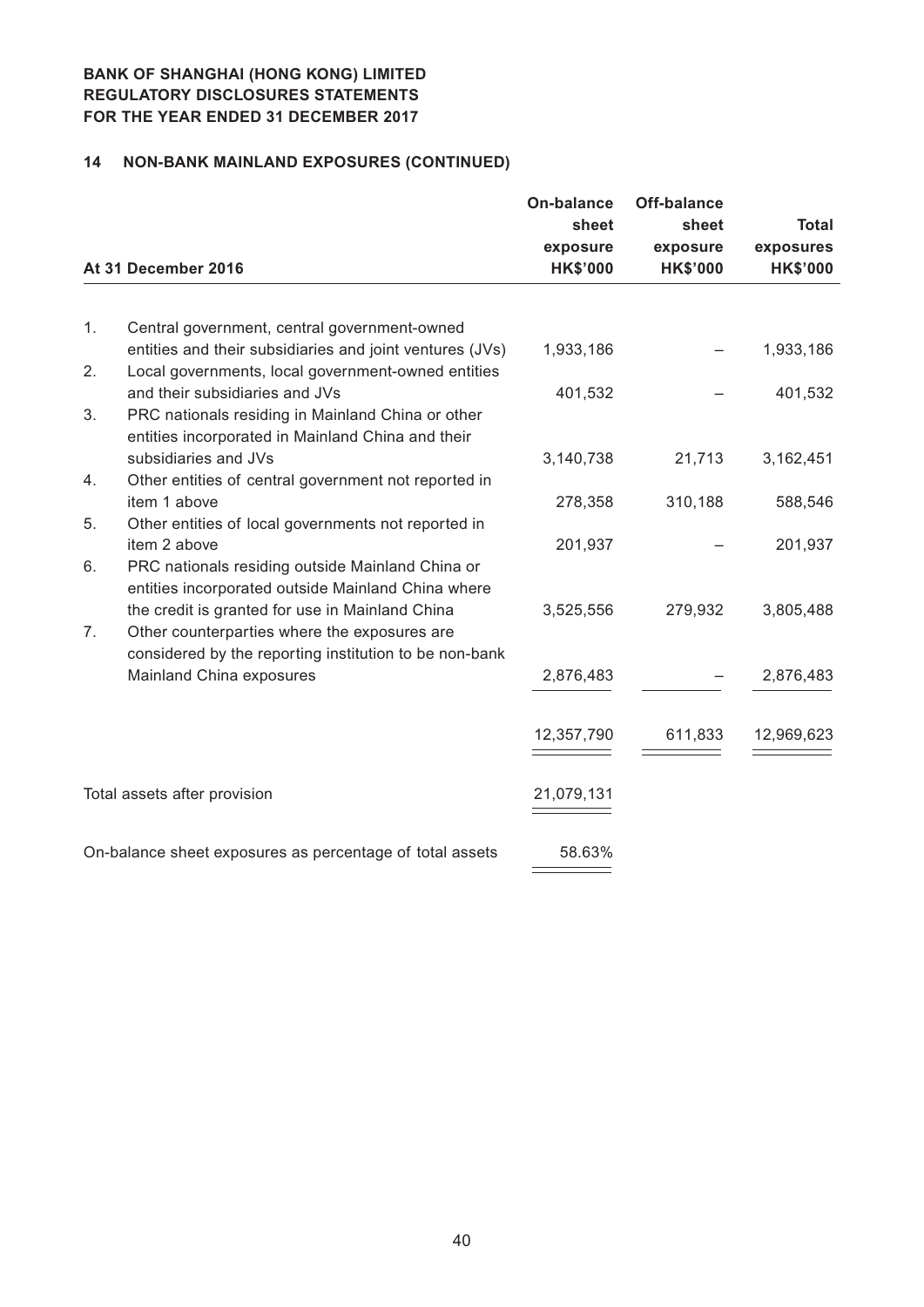**BANK OF SHANGHAI (HONG KONG) LIMITED**
**REGULATORY DISCLOSURES STATEMENTS**
**FOR THE YEAR ENDED 31 DECEMBER 2017**

## 14 NON-BANK MAINLAND EXPOSURES (CONTINUED)

| At 31 December 2016 | On-balance sheet exposure HK$'000 | Off-balance sheet exposure HK$'000 | Total exposures HK$'000 |
|---|---|---|---|
| 1. Central government, central government-owned entities and their subsidiaries and joint ventures (JVs) | 1,933,186 | – | 1,933,186 |
| 2. Local governments, local government-owned entities and their subsidiaries and JVs | 401,532 | – | 401,532 |
| 3. PRC nationals residing in Mainland China or other entities incorporated in Mainland China and their subsidiaries and JVs | 3,140,738 | 21,713 | 3,162,451 |
| 4. Other entities of central government not reported in item 1 above | 278,358 | 310,188 | 588,546 |
| 5. Other entities of local governments not reported in item 2 above | 201,937 | – | 201,937 |
| 6. PRC nationals residing outside Mainland China or entities incorporated outside Mainland China where the credit is granted for use in Mainland China | 3,525,556 | 279,932 | 3,805,488 |
| 7. Other counterparties where the exposures are considered by the reporting institution to be non-bank Mainland China exposures | 2,876,483 | – | 2,876,483 |
| | 12,357,790 | 611,833 | 12,969,623 |
| Total assets after provision | 21,079,131 | | |
| On-balance sheet exposures as percentage of total assets | 58.63% | | |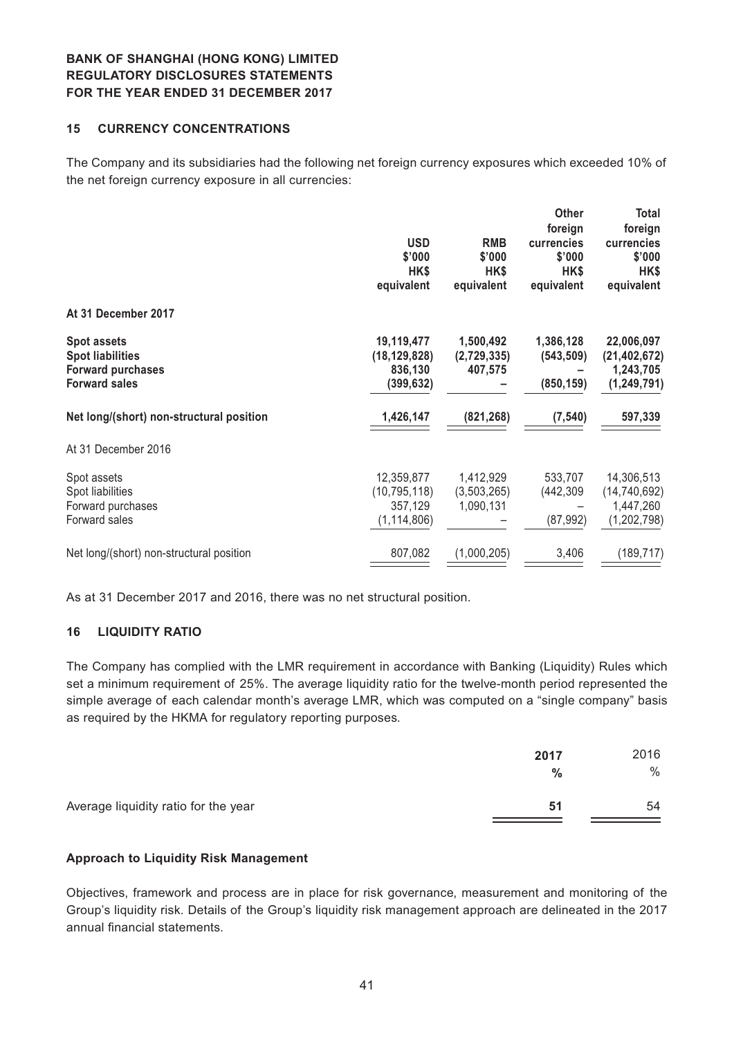**BANK OF SHANGHAI (HONG KONG) LIMITED**
**REGULATORY DISCLOSURES STATEMENTS**
**FOR THE YEAR ENDED 31 DECEMBER 2017**

## 15 CURRENCY CONCENTRATIONS

The Company and its subsidiaries had the following net foreign currency exposures which exceeded 10% of the net foreign currency exposure in all currencies:

| | USD $'000 HK$ equivalent | RMB $'000 HK$ equivalent | Other foreign currencies $'000 HK$ equivalent | Total foreign currencies $'000 HK$ equivalent |
|---|---|---|---|---|
| **At 31 December 2017** | | | | |
| **Spot assets** | **19,119,477** | **1,500,492** | **1,386,128** | **22,006,097** |
| **Spot liabilities** | **(18,129,828)** | **(2,729,335)** | **(543,509)** | **(21,402,672)** |
| **Forward purchases** | **836,130** | **407,575** | **–** | **1,243,705** |
| **Forward sales** | **(399,632)** | **–** | **(850,159)** | **(1,249,791)** |
| **Net long/(short) non-structural position** | **1,426,147** | **(821,268)** | **(7,540)** | **597,339** |
| At 31 December 2016 | | | | |
| Spot assets | 12,359,877 | 1,412,929 | 533,707 | 14,306,513 |
| Spot liabilities | (10,795,118) | (3,503,265) | (442,309 | (14,740,692) |
| Forward purchases | 357,129 | 1,090,131 | – | 1,447,260 |
| Forward sales | (1,114,806) | – | (87,992) | (1,202,798) |
| Net long/(short) non-structural position | 807,082 | (1,000,205) | 3,406 | (189,717) |

As at 31 December 2017 and 2016, there was no net structural position.

## 16 LIQUIDITY RATIO

The Company has complied with the LMR requirement in accordance with Banking (Liquidity) Rules which set a minimum requirement of 25%. The average liquidity ratio for the twelve-month period represented the simple average of each calendar month's average LMR, which was computed on a "single company" basis as required by the HKMA for regulatory reporting purposes.

| | **2017** **%** | 2016 % |
|---|---|---|
| Average liquidity ratio for the year | **51** | 54 |

**Approach to Liquidity Risk Management**

Objectives, framework and process are in place for risk governance, measurement and monitoring of the Group's liquidity risk. Details of the Group's liquidity risk management approach are delineated in the 2017 annual financial statements.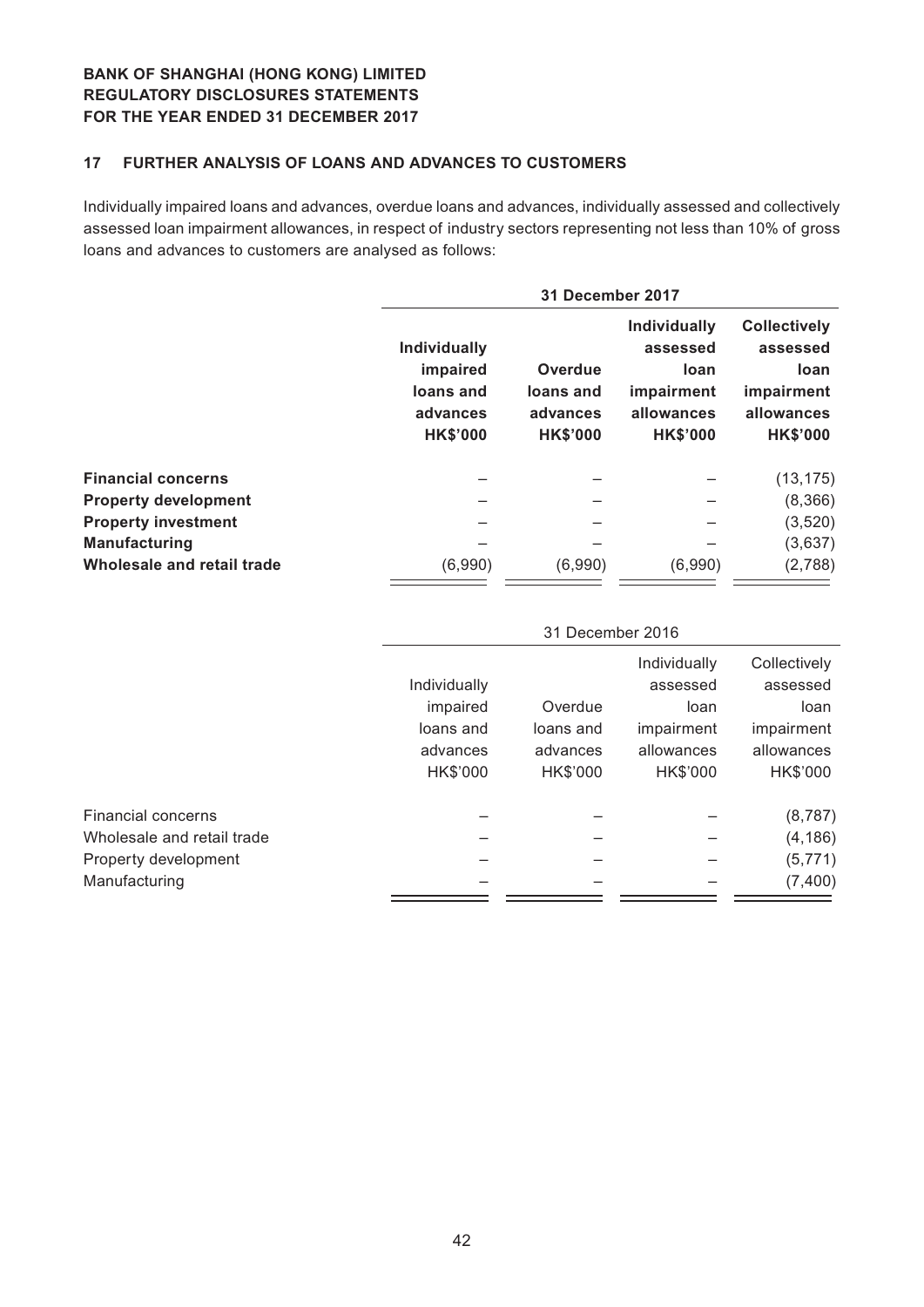**BANK OF SHANGHAI (HONG KONG) LIMITED**
**REGULATORY DISCLOSURES STATEMENTS**
**FOR THE YEAR ENDED 31 DECEMBER 2017**

## 17 FURTHER ANALYSIS OF LOANS AND ADVANCES TO CUSTOMERS

Individually impaired loans and advances, overdue loans and advances, individually assessed and collectively assessed loan impairment allowances, in respect of industry sectors representing not less than 10% of gross loans and advances to customers are analysed as follows:

| | **31 December 2017** | | | |
|---|---|---|---|---|
| | **Individually impaired loans and advances HK$'000** | **Overdue loans and advances HK$'000** | **Individually assessed loan impairment allowances HK$'000** | **Collectively assessed loan impairment allowances HK$'000** |
| **Financial concerns** | – | – | – | (13,175) |
| **Property development** | – | – | – | (8,366) |
| **Property investment** | – | – | – | (3,520) |
| **Manufacturing** | – | – | – | (3,637) |
| **Wholesale and retail trade** | (6,990) | (6,990) | (6,990) | (2,788) |

| | 31 December 2016 | | | |
|---|---|---|---|---|
| | Individually impaired loans and advances HK$'000 | Overdue loans and advances HK$'000 | Individually assessed loan impairment allowances HK$'000 | Collectively assessed loan impairment allowances HK$'000 |
| Financial concerns | – | – | – | (8,787) |
| Wholesale and retail trade | – | – | – | (4,186) |
| Property development | – | – | – | (5,771) |
| Manufacturing | – | – | – | (7,400) |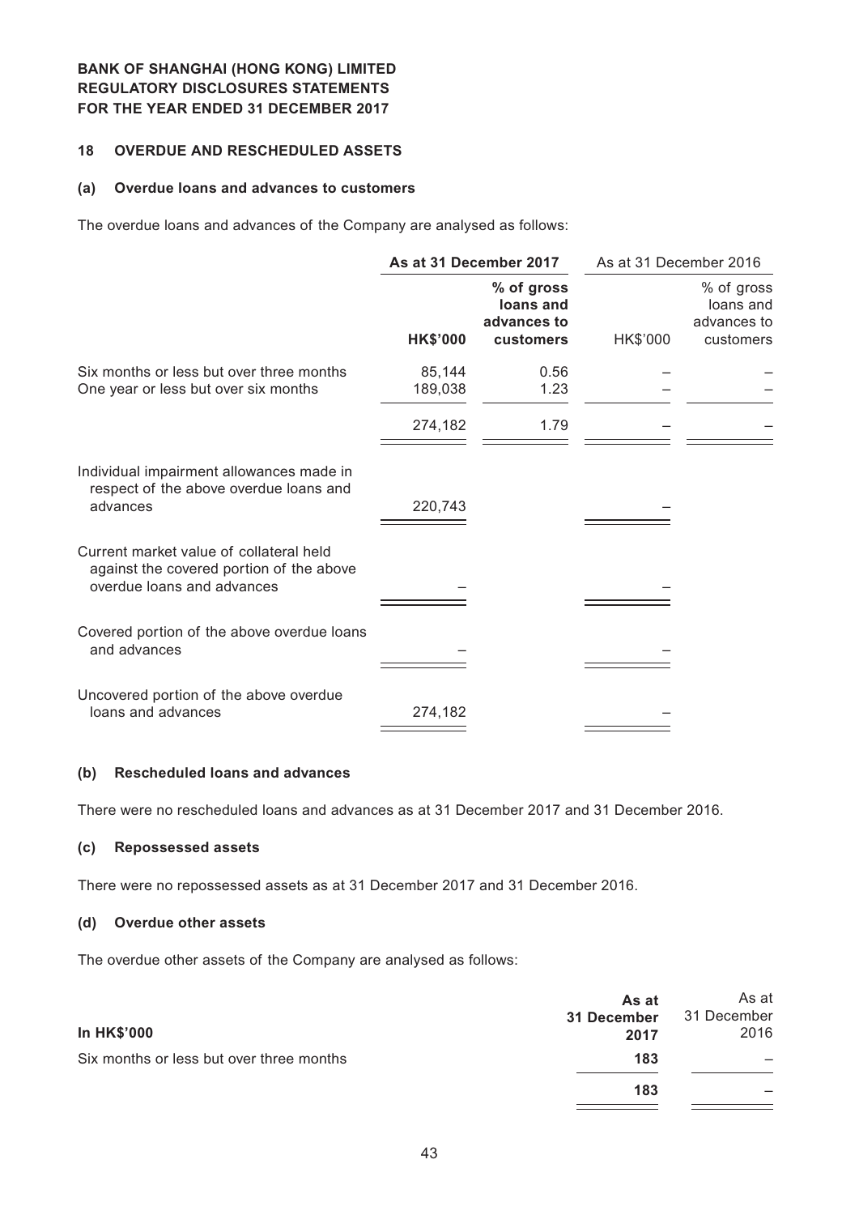**BANK OF SHANGHAI (HONG KONG) LIMITED**
**REGULATORY DISCLOSURES STATEMENTS**
**FOR THE YEAR ENDED 31 DECEMBER 2017**

## 18 OVERDUE AND RESCHEDULED ASSETS

### (a) Overdue loans and advances to customers

The overdue loans and advances of the Company are analysed as follows:

| | **As at 31 December 2017** | | As at 31 December 2016 | |
|---|---|---|---|---|
| | **HK$'000** | **% of gross loans and advances to customers** | HK$'000 | % of gross loans and advances to customers |
| Six months or less but over three months | 85,144 | 0.56 | – | – |
| One year or less but over six months | 189,038 | 1.23 | – | – |
| | 274,182 | 1.79 | – | – |
| Individual impairment allowances made in respect of the above overdue loans and advances | 220,743 | | – | |
| Current market value of collateral held against the covered portion of the above overdue loans and advances | – | | – | |
| Covered portion of the above overdue loans and advances | – | | – | |
| Uncovered portion of the above overdue loans and advances | 274,182 | | – | |

### (b) Rescheduled loans and advances

There were no rescheduled loans and advances as at 31 December 2017 and 31 December 2016.

### (c) Repossessed assets

There were no repossessed assets as at 31 December 2017 and 31 December 2016.

### (d) Overdue other assets

The overdue other assets of the Company are analysed as follows:

| **In HK$'000** | **As at 31 December 2017** | As at 31 December 2016 |
|---|---|---|
| Six months or less but over three months | **183** | – |
| | **183** | – |